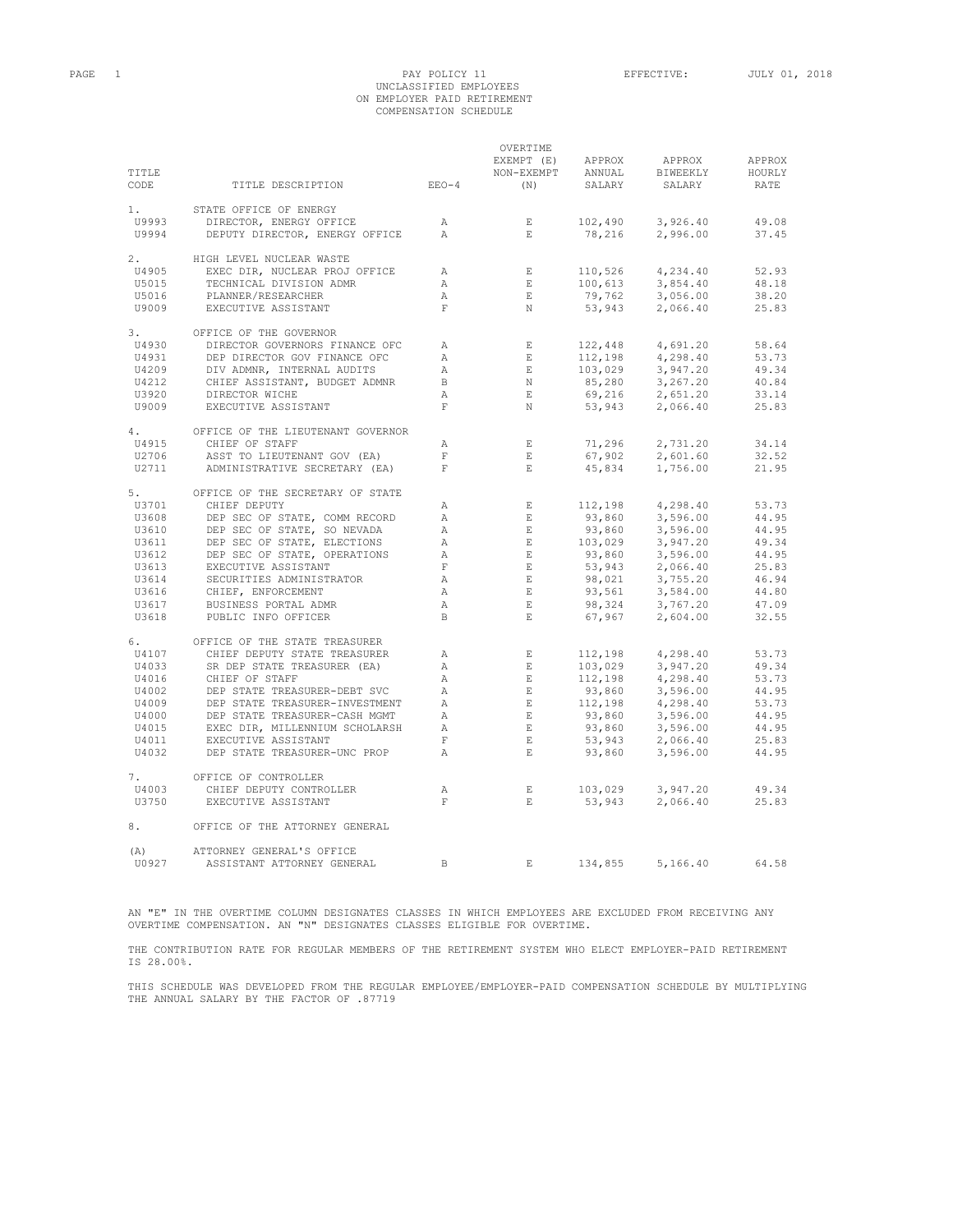# PAY POLICY 11

EFFECTIVE: JULY 01, 2018

## UNCLASSIFIED EMPLOYEES ON EMPLOYER PAID RETIREMENT COMPENSATION SCHEDULE

| TITLE CODE | TITLE DESCRIPTION | EEO-4 | OVERTIME EXEMPT (E) NON-EXEMPT (N) | APPROX ANNUAL SALARY | APPROX BIWEEKLY SALARY | APPROX HOURLY RATE |
|---|---|---|---|---|---|---|
| 1. | STATE OFFICE OF ENERGY | | | | | |
| U9993 | DIRECTOR, ENERGY OFFICE | A | E | 102,490 | 3,926.40 | 49.08 |
| U9994 | DEPUTY DIRECTOR, ENERGY OFFICE | A | E | 78,216 | 2,996.00 | 37.45 |
| 2. | HIGH LEVEL NUCLEAR WASTE | | | | | |
| U4905 | EXEC DIR, NUCLEAR PROJ OFFICE | A | E | 110,526 | 4,234.40 | 52.93 |
| U5015 | TECHNICAL DIVISION ADMR | A | E | 100,613 | 3,854.40 | 48.18 |
| U5016 | PLANNER/RESEARCHER | A | E | 79,762 | 3,056.00 | 38.20 |
| U9009 | EXECUTIVE ASSISTANT | F | N | 53,943 | 2,066.40 | 25.83 |
| 3. | OFFICE OF THE GOVERNOR | | | | | |
| U4930 | DIRECTOR GOVERNORS FINANCE OFC | A | E | 122,448 | 4,691.20 | 58.64 |
| U4931 | DEP DIRECTOR GOV FINANCE OFC | A | E | 112,198 | 4,298.40 | 53.73 |
| U4209 | DIV ADMNR, INTERNAL AUDITS | A | E | 103,029 | 3,947.20 | 49.34 |
| U4212 | CHIEF ASSISTANT, BUDGET ADMNR | B | N | 85,280 | 3,267.20 | 40.84 |
| U3920 | DIRECTOR WICHE | A | E | 69,216 | 2,651.20 | 33.14 |
| U9009 | EXECUTIVE ASSISTANT | F | N | 53,943 | 2,066.40 | 25.83 |
| 4. | OFFICE OF THE LIEUTENANT GOVERNOR | | | | | |
| U4915 | CHIEF OF STAFF | A | E | 71,296 | 2,731.20 | 34.14 |
| U2706 | ASST TO LIEUTENANT GOV (EA) | F | E | 67,902 | 2,601.60 | 32.52 |
| U2711 | ADMINISTRATIVE SECRETARY (EA) | F | E | 45,834 | 1,756.00 | 21.95 |
| 5. | OFFICE OF THE SECRETARY OF STATE | | | | | |
| U3701 | CHIEF DEPUTY | A | E | 112,198 | 4,298.40 | 53.73 |
| U3608 | DEP SEC OF STATE, COMM RECORD | A | E | 93,860 | 3,596.00 | 44.95 |
| U3610 | DEP SEC OF STATE, SO NEVADA | A | E | 93,860 | 3,596.00 | 44.95 |
| U3611 | DEP SEC OF STATE, ELECTIONS | A | E | 103,029 | 3,947.20 | 49.34 |
| U3612 | DEP SEC OF STATE, OPERATIONS | A | E | 93,860 | 3,596.00 | 44.95 |
| U3613 | EXECUTIVE ASSISTANT | F | E | 53,943 | 2,066.40 | 25.83 |
| U3614 | SECURITIES ADMINISTRATOR | A | E | 98,021 | 3,755.20 | 46.94 |
| U3616 | CHIEF, ENFORCEMENT | A | E | 93,561 | 3,584.00 | 44.80 |
| U3617 | BUSINESS PORTAL ADMR | A | E | 98,324 | 3,767.20 | 47.09 |
| U3618 | PUBLIC INFO OFFICER | B | E | 67,967 | 2,604.00 | 32.55 |
| 6. | OFFICE OF THE STATE TREASURER | | | | | |
| U4107 | CHIEF DEPUTY STATE TREASURER | A | E | 112,198 | 4,298.40 | 53.73 |
| U4033 | SR DEP STATE TREASURER (EA) | A | E | 103,029 | 3,947.20 | 49.34 |
| U4016 | CHIEF OF STAFF | A | E | 112,198 | 4,298.40 | 53.73 |
| U4002 | DEP STATE TREASURER-DEBT SVC | A | E | 93,860 | 3,596.00 | 44.95 |
| U4009 | DEP STATE TREASURER-INVESTMENT | A | E | 112,198 | 4,298.40 | 53.73 |
| U4000 | DEP STATE TREASURER-CASH MGMT | A | E | 93,860 | 3,596.00 | 44.95 |
| U4015 | EXEC DIR, MILLENNIUM SCHOLARSH | A | E | 93,860 | 3,596.00 | 44.95 |
| U4011 | EXECUTIVE ASSISTANT | F | E | 53,943 | 2,066.40 | 25.83 |
| U4032 | DEP STATE TREASURER-UNC PROP | A | E | 93,860 | 3,596.00 | 44.95 |
| 7. | OFFICE OF CONTROLLER | | | | | |
| U4003 | CHIEF DEPUTY CONTROLLER | A | E | 103,029 | 3,947.20 | 49.34 |
| U3750 | EXECUTIVE ASSISTANT | F | E | 53,943 | 2,066.40 | 25.83 |
| 8. | OFFICE OF THE ATTORNEY GENERAL | | | | | |
| (A) | ATTORNEY GENERAL'S OFFICE | | | | | |
| U0927 | ASSISTANT ATTORNEY GENERAL | B | E | 134,855 | 5,166.40 | 64.58 |

AN "E" IN THE OVERTIME COLUMN DESIGNATES CLASSES IN WHICH EMPLOYEES ARE EXCLUDED FROM RECEIVING ANY OVERTIME COMPENSATION. AN "N" DESIGNATES CLASSES ELIGIBLE FOR OVERTIME.

THE CONTRIBUTION RATE FOR REGULAR MEMBERS OF THE RETIREMENT SYSTEM WHO ELECT EMPLOYER-PAID RETIREMENT IS 28.00%.

THIS SCHEDULE WAS DEVELOPED FROM THE REGULAR EMPLOYEE/EMPLOYER-PAID COMPENSATION SCHEDULE BY MULTIPLYING THE ANNUAL SALARY BY THE FACTOR OF .87719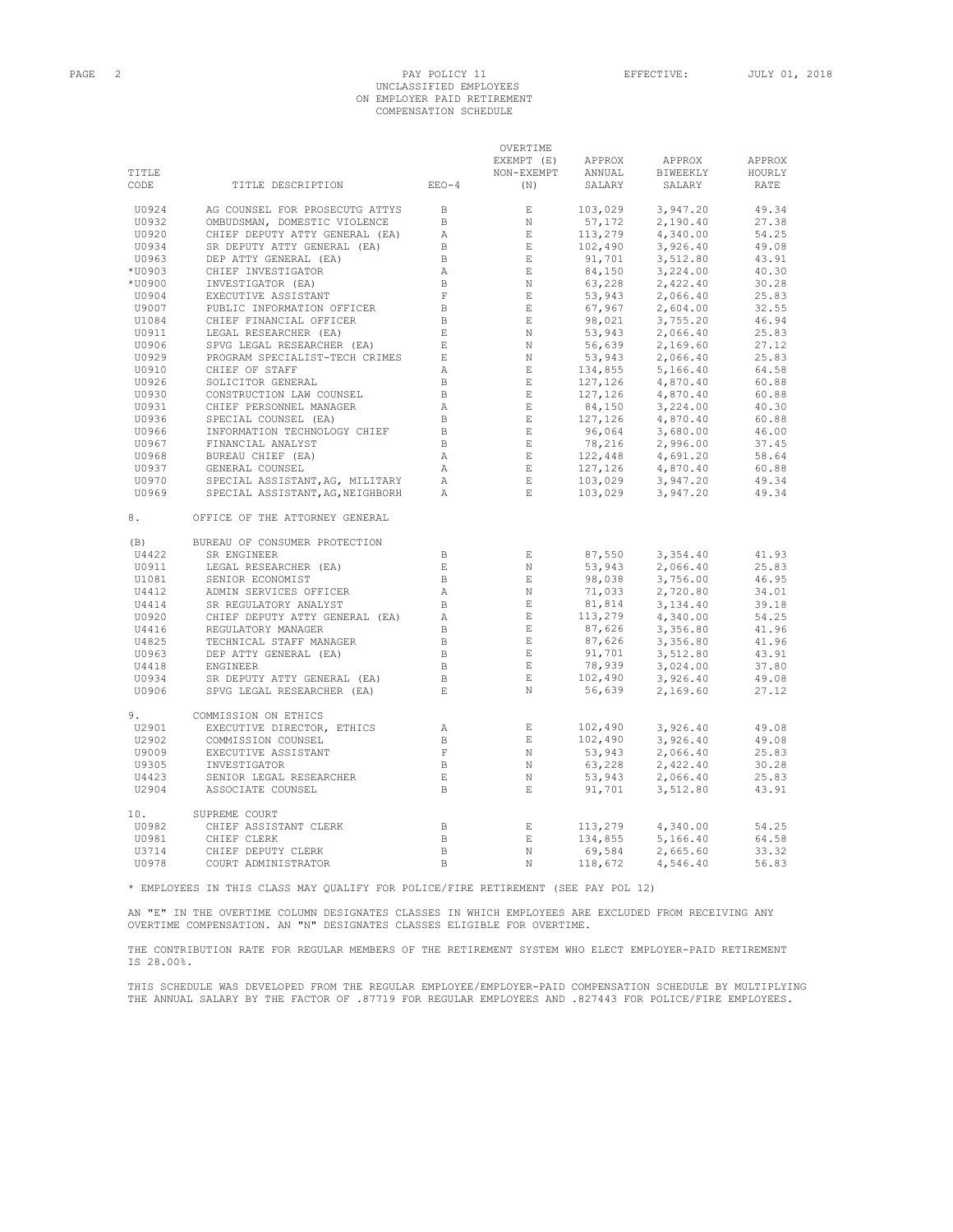PAY POLICY 11
UNCLASSIFIED EMPLOYEES
ON EMPLOYER PAID RETIREMENT
COMPENSATION SCHEDULE

EFFECTIVE: JULY 01, 2018

| TITLE CODE | TITLE DESCRIPTION | EEO-4 | OVERTIME EXEMPT (E) NON-EXEMPT (N) | APPROX ANNUAL SALARY | APPROX BIWEEKLY SALARY | APPROX HOURLY RATE |
|---|---|---|---|---|---|---|
| U0924 | AG COUNSEL FOR PROSECUTG ATTYS | B | E | 103,029 | 3,947.20 | 49.34 |
| U0932 | OMBUDSMAN, DOMESTIC VIOLENCE | B | N | 57,172 | 2,190.40 | 27.38 |
| U0920 | CHIEF DEPUTY ATTY GENERAL (EA) | A | E | 113,279 | 4,340.00 | 54.25 |
| U0934 | SR DEPUTY ATTY GENERAL (EA) | B | E | 102,490 | 3,926.40 | 49.08 |
| U0963 | DEP ATTY GENERAL (EA) | B | E | 91,701 | 3,512.80 | 43.91 |
| *U0903 | CHIEF INVESTIGATOR | A | E | 84,150 | 3,224.00 | 40.30 |
| *U0900 | INVESTIGATOR (EA) | B | N | 63,228 | 2,422.40 | 30.28 |
| U0904 | EXECUTIVE ASSISTANT | F | E | 53,943 | 2,066.40 | 25.83 |
| U9007 | PUBLIC INFORMATION OFFICER | B | E | 67,967 | 2,604.00 | 32.55 |
| U1084 | CHIEF FINANCIAL OFFICER | B | E | 98,021 | 3,755.20 | 46.94 |
| U0911 | LEGAL RESEARCHER (EA) | E | N | 53,943 | 2,066.40 | 25.83 |
| U0906 | SPVG LEGAL RESEARCHER (EA) | E | N | 56,639 | 2,169.60 | 27.12 |
| U0929 | PROGRAM SPECIALIST-TECH CRIMES | E | N | 53,943 | 2,066.40 | 25.83 |
| U0910 | CHIEF OF STAFF | A | E | 134,855 | 5,166.40 | 64.58 |
| U0926 | SOLICITOR GENERAL | B | E | 127,126 | 4,870.40 | 60.88 |
| U0930 | CONSTRUCTION LAW COUNSEL | B | E | 127,126 | 4,870.40 | 60.88 |
| U0931 | CHIEF PERSONNEL MANAGER | A | E | 84,150 | 3,224.00 | 40.30 |
| U0936 | SPECIAL COUNSEL (EA) | B | E | 127,126 | 4,870.40 | 60.88 |
| U0966 | INFORMATION TECHNOLOGY CHIEF | B | E | 96,064 | 3,680.00 | 46.00 |
| U0967 | FINANCIAL ANALYST | B | E | 78,216 | 2,996.00 | 37.45 |
| U0968 | BUREAU CHIEF (EA) | A | E | 122,448 | 4,691.20 | 58.64 |
| U0937 | GENERAL COUNSEL | A | E | 127,126 | 4,870.40 | 60.88 |
| U0970 | SPECIAL ASSISTANT, AG, MILITARY | A | E | 103,029 | 3,947.20 | 49.34 |
| U0969 | SPECIAL ASSISTANT, AG, NEIGHBORH | A | E | 103,029 | 3,947.20 | 49.34 |
| 8. | OFFICE OF THE ATTORNEY GENERAL | | | | | |
| (B) | BUREAU OF CONSUMER PROTECTION | | | | | |
| U4422 | SR ENGINEER | B | E | 87,550 | 3,354.40 | 41.93 |
| U0911 | LEGAL RESEARCHER (EA) | E | N | 53,943 | 2,066.40 | 25.83 |
| U1081 | SENIOR ECONOMIST | B | E | 98,038 | 3,756.00 | 46.95 |
| U4412 | ADMIN SERVICES OFFICER | A | N | 71,033 | 2,720.80 | 34.01 |
| U4414 | SR REGULATORY ANALYST | B | E | 81,814 | 3,134.40 | 39.18 |
| U0920 | CHIEF DEPUTY ATTY GENERAL (EA) | A | E | 113,279 | 4,340.00 | 54.25 |
| U4416 | REGULATORY MANAGER | B | E | 87,626 | 3,356.80 | 41.96 |
| U4825 | TECHNICAL STAFF MANAGER | B | E | 87,626 | 3,356.80 | 41.96 |
| U0963 | DEP ATTY GENERAL (EA) | B | E | 91,701 | 3,512.80 | 43.91 |
| U4418 | ENGINEER | B | E | 78,939 | 3,024.00 | 37.80 |
| U0934 | SR DEPUTY ATTY GENERAL (EA) | B | E | 102,490 | 3,926.40 | 49.08 |
| U0906 | SPVG LEGAL RESEARCHER (EA) | E | N | 56,639 | 2,169.60 | 27.12 |
| 9. | COMMISSION ON ETHICS | | | | | |
| U2901 | EXECUTIVE DIRECTOR, ETHICS | A | E | 102,490 | 3,926.40 | 49.08 |
| U2902 | COMMISSION COUNSEL | B | E | 102,490 | 3,926.40 | 49.08 |
| U9009 | EXECUTIVE ASSISTANT | F | N | 53,943 | 2,066.40 | 25.83 |
| U9305 | INVESTIGATOR | B | N | 63,228 | 2,422.40 | 30.28 |
| U4423 | SENIOR LEGAL RESEARCHER | E | N | 53,943 | 2,066.40 | 25.83 |
| U2904 | ASSOCIATE COUNSEL | B | E | 91,701 | 3,512.80 | 43.91 |
| 10. | SUPREME COURT | | | | | |
| U0982 | CHIEF ASSISTANT CLERK | B | E | 113,279 | 4,340.00 | 54.25 |
| U0981 | CHIEF CLERK | B | E | 134,855 | 5,166.40 | 64.58 |
| U3714 | CHIEF DEPUTY CLERK | B | N | 69,584 | 2,665.60 | 33.32 |
| U0978 | COURT ADMINISTRATOR | B | N | 118,672 | 4,546.40 | 56.83 |

* EMPLOYEES IN THIS CLASS MAY QUALIFY FOR POLICE/FIRE RETIREMENT (SEE PAY POL 12)

AN "E" IN THE OVERTIME COLUMN DESIGNATES CLASSES IN WHICH EMPLOYEES ARE EXCLUDED FROM RECEIVING ANY OVERTIME COMPENSATION. AN "N" DESIGNATES CLASSES ELIGIBLE FOR OVERTIME.

THE CONTRIBUTION RATE FOR REGULAR MEMBERS OF THE RETIREMENT SYSTEM WHO ELECT EMPLOYER-PAID RETIREMENT IS 28.00%.

THIS SCHEDULE WAS DEVELOPED FROM THE REGULAR EMPLOYEE/EMPLOYER-PAID COMPENSATION SCHEDULE BY MULTIPLYING THE ANNUAL SALARY BY THE FACTOR OF .87719 FOR REGULAR EMPLOYEES AND .827443 FOR POLICE/FIRE EMPLOYEES.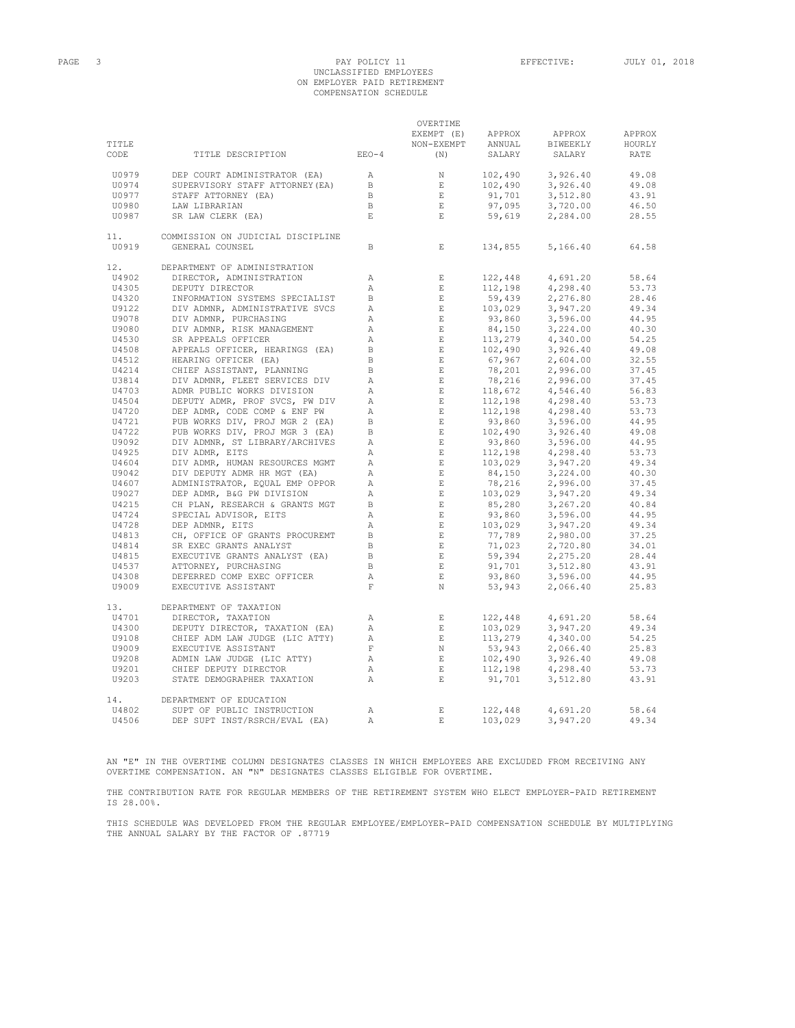PAY POLICY 11
UNCLASSIFIED EMPLOYEES
ON EMPLOYER PAID RETIREMENT
COMPENSATION SCHEDULE

EFFECTIVE: JULY 01, 2018

| TITLE CODE | TITLE DESCRIPTION | EEO-4 | OVERTIME EXEMPT (E) NON-EXEMPT (N) | APPROX ANNUAL SALARY | APPROX BIWEEKLY SALARY | APPROX HOURLY RATE |
|---|---|---|---|---|---|---|
| U0979 | DEP COURT ADMINISTRATOR (EA) | A | N | 102,490 | 3,926.40 | 49.08 |
| U0974 | SUPERVISORY STAFF ATTORNEY(EA) | B | E | 102,490 | 3,926.40 | 49.08 |
| U0977 | STAFF ATTORNEY (EA) | B | E | 91,701 | 3,512.80 | 43.91 |
| U0980 | LAW LIBRARIAN | B | E | 97,095 | 3,720.00 | 46.50 |
| U0987 | SR LAW CLERK (EA) | E | E | 59,619 | 2,284.00 | 28.55 |
| 11. | COMMISSION ON JUDICIAL DISCIPLINE | | | | | |
| U0919 | GENERAL COUNSEL | B | E | 134,855 | 5,166.40 | 64.58 |
| 12. | DEPARTMENT OF ADMINISTRATION | | | | | |
| U4902 | DIRECTOR, ADMINISTRATION | A | E | 122,448 | 4,691.20 | 58.64 |
| U4305 | DEPUTY DIRECTOR | A | E | 112,198 | 4,298.40 | 53.73 |
| U4320 | INFORMATION SYSTEMS SPECIALIST | B | E | 59,439 | 2,276.80 | 28.46 |
| U9122 | DIV ADMNR, ADMINISTRATIVE SVCS | A | E | 103,029 | 3,947.20 | 49.34 |
| U9078 | DIV ADMNR, PURCHASING | A | E | 93,860 | 3,596.00 | 44.95 |
| U9080 | DIV ADMNR, RISK MANAGEMENT | A | E | 84,150 | 3,224.00 | 40.30 |
| U4530 | SR APPEALS OFFICER | A | E | 113,279 | 4,340.00 | 54.25 |
| U4508 | APPEALS OFFICER, HEARINGS (EA) | B | E | 102,490 | 3,926.40 | 49.08 |
| U4512 | HEARING OFFICER (EA) | B | E | 67,967 | 2,604.00 | 32.55 |
| U4214 | CHIEF ASSISTANT, PLANNING | B | E | 78,201 | 2,996.00 | 37.45 |
| U3814 | DIV ADMNR, FLEET SERVICES DIV | A | E | 78,216 | 2,996.00 | 37.45 |
| U4703 | ADMR PUBLIC WORKS DIVISION | A | E | 118,672 | 4,546.40 | 56.83 |
| U4504 | DEPUTY ADMR, PROF SVCS, PW DIV | A | E | 112,198 | 4,298.40 | 53.73 |
| U4720 | DEP ADMR, CODE COMP & ENF PW | A | E | 112,198 | 4,298.40 | 53.73 |
| U4721 | PUB WORKS DIV, PROJ MGR 2 (EA) | B | E | 93,860 | 3,596.00 | 44.95 |
| U4722 | PUB WORKS DIV, PROJ MGR 3 (EA) | B | E | 102,490 | 3,926.40 | 49.08 |
| U9092 | DIV ADMNR, ST LIBRARY/ARCHIVES | A | E | 93,860 | 3,596.00 | 44.95 |
| U4925 | DIV ADMR, EITS | A | E | 112,198 | 4,298.40 | 53.73 |
| U4604 | DIV ADMR, HUMAN RESOURCES MGMT | A | E | 103,029 | 3,947.20 | 49.34 |
| U9042 | DIV DEPUTY ADMR HR MGT (EA) | A | E | 84,150 | 3,224.00 | 40.30 |
| U4607 | ADMINISTRATOR, EQUAL EMP OPPOR | A | E | 78,216 | 2,996.00 | 37.45 |
| U9027 | DEP ADMR, B&G PW DIVISION | A | E | 103,029 | 3,947.20 | 49.34 |
| U4215 | CH PLAN, RESEARCH & GRANTS MGT | B | E | 85,280 | 3,267.20 | 40.84 |
| U4724 | SPECIAL ADVISOR, EITS | A | E | 93,860 | 3,596.00 | 44.95 |
| U4728 | DEP ADMNR, EITS | A | E | 103,029 | 3,947.20 | 49.34 |
| U4813 | CH, OFFICE OF GRANTS PROCUREMT | B | E | 77,789 | 2,980.00 | 37.25 |
| U4814 | SR EXEC GRANTS ANALYST | B | E | 71,023 | 2,720.80 | 34.01 |
| U4815 | EXECUTIVE GRANTS ANALYST (EA) | B | E | 59,394 | 2,275.20 | 28.44 |
| U4537 | ATTORNEY, PURCHASING | B | E | 91,701 | 3,512.80 | 43.91 |
| U4308 | DEFERRED COMP EXEC OFFICER | A | E | 93,860 | 3,596.00 | 44.95 |
| U9009 | EXECUTIVE ASSISTANT | F | N | 53,943 | 2,066.40 | 25.83 |
| 13. | DEPARTMENT OF TAXATION | | | | | |
| U4701 | DIRECTOR, TAXATION | A | E | 122,448 | 4,691.20 | 58.64 |
| U4300 | DEPUTY DIRECTOR, TAXATION (EA) | A | E | 103,029 | 3,947.20 | 49.34 |
| U9108 | CHIEF ADM LAW JUDGE (LIC ATTY) | A | E | 113,279 | 4,340.00 | 54.25 |
| U9009 | EXECUTIVE ASSISTANT | F | N | 53,943 | 2,066.40 | 25.83 |
| U9208 | ADMIN LAW JUDGE (LIC ATTY) | A | E | 102,490 | 3,926.40 | 49.08 |
| U9201 | CHIEF DEPUTY DIRECTOR | A | E | 112,198 | 4,298.40 | 53.73 |
| U9203 | STATE DEMOGRAPHER TAXATION | A | E | 91,701 | 3,512.80 | 43.91 |
| 14. | DEPARTMENT OF EDUCATION | | | | | |
| U4802 | SUPT OF PUBLIC INSTRUCTION | A | E | 122,448 | 4,691.20 | 58.64 |
| U4506 | DEP SUPT INST/RSRCH/EVAL (EA) | A | E | 103,029 | 3,947.20 | 49.34 |

AN "E" IN THE OVERTIME COLUMN DESIGNATES CLASSES IN WHICH EMPLOYEES ARE EXCLUDED FROM RECEIVING ANY OVERTIME COMPENSATION. AN "N" DESIGNATES CLASSES ELIGIBLE FOR OVERTIME.

THE CONTRIBUTION RATE FOR REGULAR MEMBERS OF THE RETIREMENT SYSTEM WHO ELECT EMPLOYER-PAID RETIREMENT IS 28.00%.

THIS SCHEDULE WAS DEVELOPED FROM THE REGULAR EMPLOYEE/EMPLOYER-PAID COMPENSATION SCHEDULE BY MULTIPLYING THE ANNUAL SALARY BY THE FACTOR OF .87719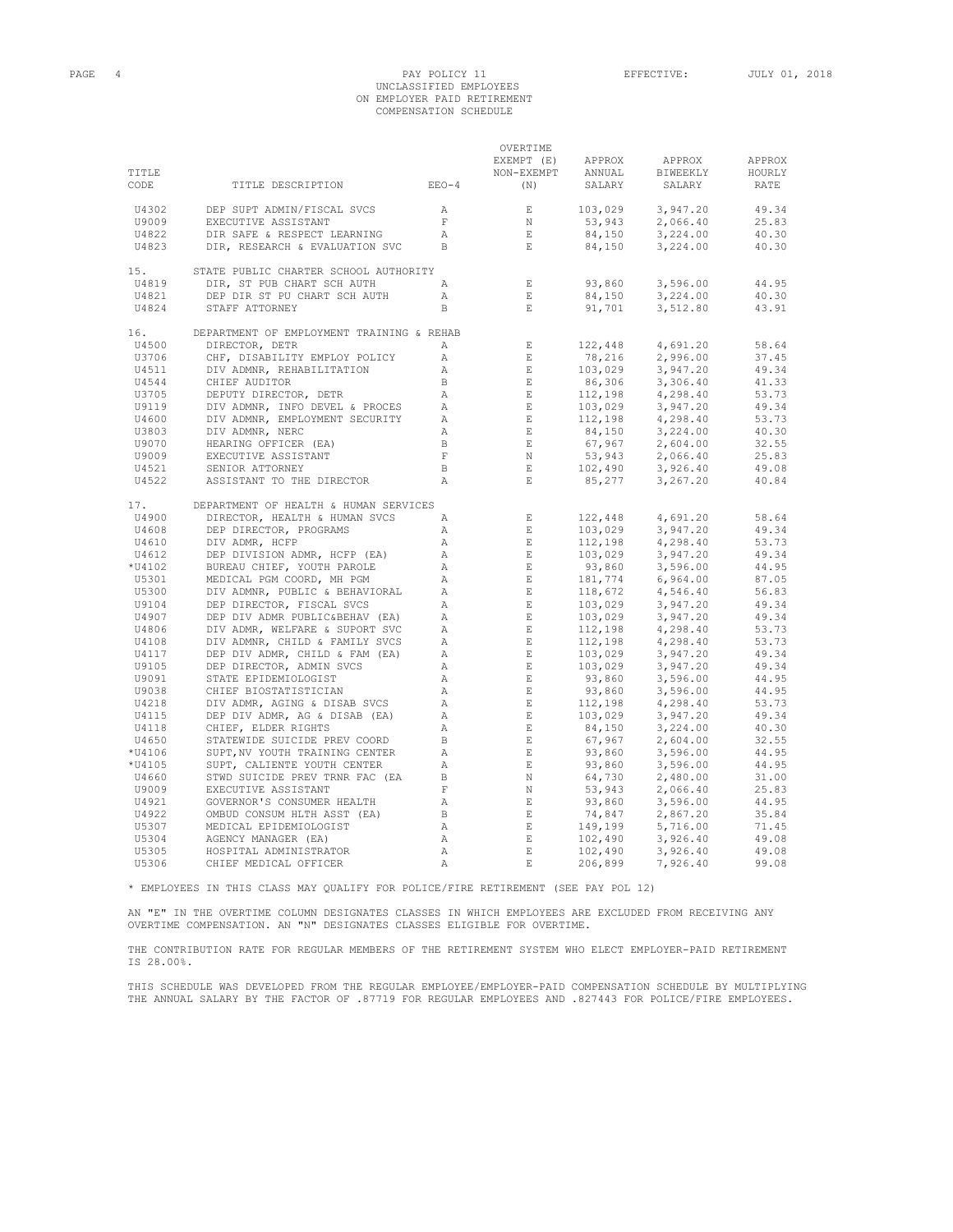PAY POLICY 11

UNCLASSIFIED EMPLOYEES
ON EMPLOYER PAID RETIREMENT
COMPENSATION SCHEDULE

EFFECTIVE: JULY 01, 2018

| TITLE CODE | TITLE DESCRIPTION | EEO-4 | OVERTIME EXEMPT (E) NON-EXEMPT (N) | APPROX ANNUAL SALARY | APPROX BIWEEKLY SALARY | APPROX HOURLY RATE |
|---|---|---|---|---|---|---|
| U4302 | DEP SUPT ADMIN/FISCAL SVCS | A | E | 103,029 | 3,947.20 | 49.34 |
| U9009 | EXECUTIVE ASSISTANT | F | N | 53,943 | 2,066.40 | 25.83 |
| U4822 | DIR SAFE & RESPECT LEARNING | A | E | 84,150 | 3,224.00 | 40.30 |
| U4823 | DIR, RESEARCH & EVALUATION SVC | B | E | 84,150 | 3,224.00 | 40.30 |
| 15. | STATE PUBLIC CHARTER SCHOOL AUTHORITY | | | | | |
| U4819 | DIR, ST PUB CHART SCH AUTH | A | E | 93,860 | 3,596.00 | 44.95 |
| U4821 | DEP DIR ST PU CHART SCH AUTH | A | E | 84,150 | 3,224.00 | 40.30 |
| U4824 | STAFF ATTORNEY | B | E | 91,701 | 3,512.80 | 43.91 |
| 16. | DEPARTMENT OF EMPLOYMENT TRAINING & REHAB | | | | | |
| U4500 | DIRECTOR, DETR | A | E | 122,448 | 4,691.20 | 58.64 |
| U3706 | CHF, DISABILITY EMPLOY POLICY | A | E | 78,216 | 2,996.00 | 37.45 |
| U4511 | DIV ADMNR, REHABILITATION | A | E | 103,029 | 3,947.20 | 49.34 |
| U4544 | CHIEF AUDITOR | B | E | 86,306 | 3,306.40 | 41.33 |
| U3705 | DEPUTY DIRECTOR, DETR | A | E | 112,198 | 4,298.40 | 53.73 |
| U9119 | DIV ADMNR, INFO DEVEL & PROCES | A | E | 103,029 | 3,947.20 | 49.34 |
| U4600 | DIV ADMNR, EMPLOYMENT SECURITY | A | E | 112,198 | 4,298.40 | 53.73 |
| U3803 | DIV ADMNR, NERC | A | E | 84,150 | 3,224.00 | 40.30 |
| U9070 | HEARING OFFICER (EA) | B | E | 67,967 | 2,604.00 | 32.55 |
| U9009 | EXECUTIVE ASSISTANT | F | N | 53,943 | 2,066.40 | 25.83 |
| U4521 | SENIOR ATTORNEY | B | E | 102,490 | 3,926.40 | 49.08 |
| U4522 | ASSISTANT TO THE DIRECTOR | A | E | 85,277 | 3,267.20 | 40.84 |
| 17. | DEPARTMENT OF HEALTH & HUMAN SERVICES | | | | | |
| U4900 | DIRECTOR, HEALTH & HUMAN SVCS | A | E | 122,448 | 4,691.20 | 58.64 |
| U4608 | DEP DIRECTOR, PROGRAMS | A | E | 103,029 | 3,947.20 | 49.34 |
| U4610 | DIV ADMR, HCFP | A | E | 112,198 | 4,298.40 | 53.73 |
| U4612 | DEP DIVISION ADMR, HCFP (EA) | A | E | 103,029 | 3,947.20 | 49.34 |
| *U4102 | BUREAU CHIEF, YOUTH PAROLE | A | E | 93,860 | 3,596.00 | 44.95 |
| U5301 | MEDICAL PGM COORD, MH PGM | A | E | 181,774 | 6,964.00 | 87.05 |
| U5300 | DIV ADMNR, PUBLIC & BEHAVIORAL | A | E | 118,672 | 4,546.40 | 56.83 |
| U9104 | DEP DIRECTOR, FISCAL SVCS | A | E | 103,029 | 3,947.20 | 49.34 |
| U4907 | DEP DIV ADMR PUBLIC&BEHAV (EA) | A | E | 103,029 | 3,947.20 | 49.34 |
| U4806 | DIV ADMR, WELFARE & SUPORT SVC | A | E | 112,198 | 4,298.40 | 53.73 |
| U4108 | DIV ADMNR, CHILD & FAMILY SVCS | A | E | 112,198 | 4,298.40 | 53.73 |
| U4117 | DEP DIV ADMR, CHILD & FAM (EA) | A | E | 103,029 | 3,947.20 | 49.34 |
| U9105 | DEP DIRECTOR, ADMIN SVCS | A | E | 103,029 | 3,947.20 | 49.34 |
| U9091 | STATE EPIDEMIOLOGIST | A | E | 93,860 | 3,596.00 | 44.95 |
| U9038 | CHIEF BIOSTATISTICIAN | A | E | 93,860 | 3,596.00 | 44.95 |
| U4218 | DIV ADMR, AGING & DISAB SVCS | A | E | 112,198 | 4,298.40 | 53.73 |
| U4115 | DEP DIV ADMR, AG & DISAB (EA) | A | E | 103,029 | 3,947.20 | 49.34 |
| U4118 | CHIEF, ELDER RIGHTS | A | E | 84,150 | 3,224.00 | 40.30 |
| U4650 | STATEWIDE SUICIDE PREV COORD | B | E | 67,967 | 2,604.00 | 32.55 |
| *U4106 | SUPT,NV YOUTH TRAINING CENTER | A | E | 93,860 | 3,596.00 | 44.95 |
| *U4105 | SUPT, CALIENTE YOUTH CENTER | A | E | 93,860 | 3,596.00 | 44.95 |
| U4660 | STWD SUICIDE PREV TRNR FAC (EA | B | N | 64,730 | 2,480.00 | 31.00 |
| U9009 | EXECUTIVE ASSISTANT | F | N | 53,943 | 2,066.40 | 25.83 |
| U4921 | GOVERNOR'S CONSUMER HEALTH | A | E | 93,860 | 3,596.00 | 44.95 |
| U4922 | OMBUD CONSUM HLTH ASST (EA) | B | E | 74,847 | 2,867.20 | 35.84 |
| U5307 | MEDICAL EPIDEMIOLOGIST | A | E | 149,199 | 5,716.00 | 71.45 |
| U5304 | AGENCY MANAGER (EA) | A | E | 102,490 | 3,926.40 | 49.08 |
| U5305 | HOSPITAL ADMINISTRATOR | A | E | 102,490 | 3,926.40 | 49.08 |
| U5306 | CHIEF MEDICAL OFFICER | A | E | 206,899 | 7,926.40 | 99.08 |

* EMPLOYEES IN THIS CLASS MAY QUALIFY FOR POLICE/FIRE RETIREMENT (SEE PAY POL 12)

AN "E" IN THE OVERTIME COLUMN DESIGNATES CLASSES IN WHICH EMPLOYEES ARE EXCLUDED FROM RECEIVING ANY OVERTIME COMPENSATION. AN "N" DESIGNATES CLASSES ELIGIBLE FOR OVERTIME.

THE CONTRIBUTION RATE FOR REGULAR MEMBERS OF THE RETIREMENT SYSTEM WHO ELECT EMPLOYER-PAID RETIREMENT IS 28.00%.

THIS SCHEDULE WAS DEVELOPED FROM THE REGULAR EMPLOYEE/EMPLOYER-PAID COMPENSATION SCHEDULE BY MULTIPLYING THE ANNUAL SALARY BY THE FACTOR OF .87719 FOR REGULAR EMPLOYEES AND .827443 FOR POLICE/FIRE EMPLOYEES.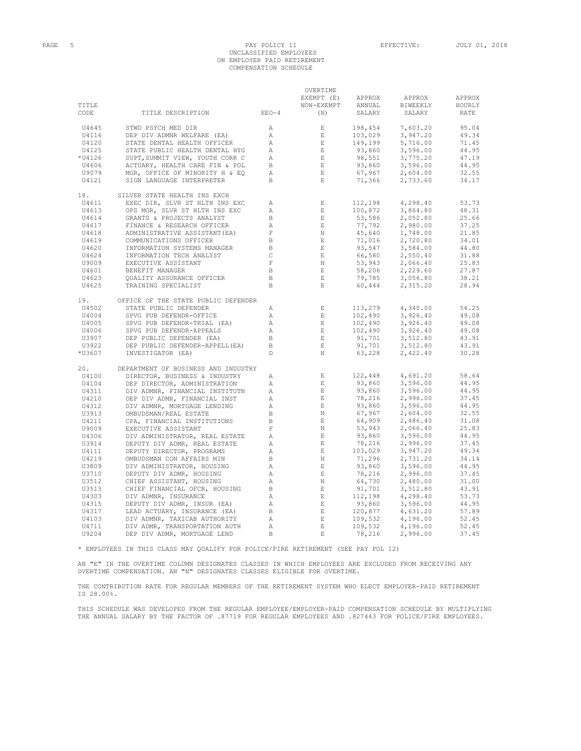PAY POLICY 11 — EFFECTIVE: JULY 01, 2018

UNCLASSIFIED EMPLOYEES
ON EMPLOYER PAID RETIREMENT
COMPENSATION SCHEDULE

| TITLE CODE | TITLE DESCRIPTION | EEO-4 | OVERTIME EXEMPT (E) NON-EXEMPT (N) | APPROX ANNUAL SALARY | APPROX BIWEEKLY SALARY | APPROX HOURLY RATE |
|---|---|---|---|---|---|---|
| U4645 | STWD PSYCH MED DIR | A | E | 198,454 | 7,603.20 | 95.04 |
| U4116 | DEP DIV ADMNR WELFARE (EA) | A | E | 103,029 | 3,947.20 | 49.34 |
| U4120 | STATE DENTAL HEALTH OFFICER | A | E | 149,199 | 5,716.00 | 71.45 |
| U4125 | STATE PUBLIC HEALTH DENTAL HYG | A | E | 93,860 | 3,596.00 | 44.95 |
| *U4126 | SUPT,SUMMIT VIEW, YOUTH CORR C | A | E | 98,551 | 3,775.20 | 47.19 |
| U4606 | ACTUARY, HEALTH CARE FIN & POL | B | E | 93,860 | 3,596.00 | 44.95 |
| U9079 | MGR, OFFICE OF MINORITY H & EQ | A | E | 67,967 | 2,604.00 | 32.55 |
| U4121 | SIGN LANGUAGE INTERPRETER | B | E | 71,366 | 2,733.60 | 34.17 |
| 18. | SILVER STATE HEALTH INS EXCH | | | | | |
| U4611 | EXEC DIR, SLVR ST HLTH INS EXC | A | E | 112,198 | 4,298.40 | 53.73 |
| U4613 | OPS MGR, SLVR ST HLTH INS EXC | A | E | 100,872 | 3,864.80 | 48.31 |
| U4614 | GRANTS & PROJECTS ANALYST | B | E | 53,586 | 2,052.80 | 25.66 |
| U4617 | FINANCE & RESEARCH OFFICER | A | E | 77,792 | 2,980.00 | 37.25 |
| U4618 | ADMINISTRATIVE ASSISTANT(EA) | F | N | 45,640 | 1,748.00 | 21.85 |
| U4619 | COMMUNICATIONS OFFICER | B | E | 71,016 | 2,720.80 | 34.01 |
| U4620 | INFORMATION SYSTEMS MANAGER | B | E | 93,547 | 3,584.00 | 44.80 |
| U4624 | INFORMATION TECH ANALYST | C | E | 66,580 | 2,550.40 | 31.88 |
| U9009 | EXECUTIVE ASSISTANT | F | N | 53,943 | 2,066.40 | 25.83 |
| U4601 | BENEFIT MANAGER | B | E | 58,206 | 2,229.60 | 27.87 |
| U4623 | QUALITY ASSURANCE OFFICER | B | E | 79,785 | 3,056.80 | 38.21 |
| U4625 | TRAINING SPECIALIST | B | E | 60,444 | 2,315.20 | 28.94 |
| 19. | OFFICE OF THE STATE PUBLIC DEFENDER | | | | | |
| U4502 | STATE PUBLIC DEFENDER | A | E | 113,279 | 4,340.00 | 54.25 |
| U4004 | SPVG PUB DEFENDR-OFFICE | A | E | 102,490 | 3,926.40 | 49.08 |
| U4005 | SPVG PUB DEFENDR-TRIAL (EA) | A | E | 102,490 | 3,926.40 | 49.08 |
| U4006 | SPVG PUB DEFENDR-APPEALS | A | E | 102,490 | 3,926.40 | 49.08 |
| U3907 | DEP PUBLIC DEFENDER (EA) | B | E | 91,701 | 3,512.80 | 43.91 |
| U3922 | DEP PUBLIC DEFENDER-APPELL(EA) | B | E | 91,701 | 3,512.80 | 43.91 |
| *U3607 | INVESTIGATOR (EA) | D | N | 63,228 | 2,422.40 | 30.28 |
| 20. | DEPARTMENT OF BUSINESS AND INDUSTRY | | | | | |
| U4100 | DIRECTOR, BUSINESS & INDUSTRY | A | E | 122,448 | 4,691.20 | 58.64 |
| U4104 | DEP DIRECTOR, ADMINISTRATION | A | E | 93,860 | 3,596.00 | 44.95 |
| U4311 | DIV ADMNR, FINANCIAL INSTITUTN | A | E | 93,860 | 3,596.00 | 44.95 |
| U4210 | DEP DIV ADMR, FINANCIAL INST | A | E | 78,216 | 2,996.00 | 37.45 |
| U4312 | DIV ADMNR, MORTGAGE LENDING | A | E | 93,860 | 3,596.00 | 44.95 |
| U3913 | OMBUDSMAN/REAL ESTATE | B | N | 67,967 | 2,604.00 | 32.55 |
| U4211 | CPA, FINANCIAL INSTITUTIONS | B | E | 64,909 | 2,486.40 | 31.08 |
| U9009 | EXECUTIVE ASSISTANT | F | N | 53,943 | 2,066.40 | 25.83 |
| U4306 | DIV ADMINISTRATOR, REAL ESTATE | A | E | 93,860 | 3,596.00 | 44.95 |
| U3914 | DEPUTY DIV ADMR, REAL ESTATE | A | E | 78,216 | 2,996.00 | 37.45 |
| U4111 | DEPUTY DIRECTOR, PROGRAMS | A | E | 103,029 | 3,947.20 | 49.34 |
| U4219 | OMBUDSMAN CON AFFAIRS MIN | B | N | 71,296 | 2,731.20 | 34.14 |
| U3809 | DIV ADMINISTRATOR, HOUSING | A | E | 93,860 | 3,596.00 | 44.95 |
| U3710 | DEPUTY DIV ADMR, HOUSING | A | E | 78,216 | 2,996.00 | 37.45 |
| U3512 | CHIEF ASSISTANT, HOUSING | A | N | 64,730 | 2,480.00 | 31.00 |
| U3513 | CHIEF FINANCIAL OFCR, HOUSING | B | E | 91,701 | 3,512.80 | 43.91 |
| U4303 | DIV ADMNR, INSURANCE | A | E | 112,198 | 4,298.40 | 53.73 |
| U4315 | DEPUTY DIV ADMR, INSUR (EA) | A | E | 93,860 | 3,596.00 | 44.95 |
| U4317 | LEAD ACTUARY, INSURANCE (EA) | B | E | 120,877 | 4,631.20 | 57.89 |
| U4103 | DIV ADMNR, TAXICAB AUTHORITY | A | E | 109,532 | 4,196.00 | 52.45 |
| U4711 | DIV ADMR, TRANSPORTATION AUTH | A | E | 109,532 | 4,196.00 | 52.45 |
| U9204 | DEP DIV ADMR, MORTGAGE LEND | B | E | 78,216 | 2,996.00 | 37.45 |

* EMPLOYEES IN THIS CLASS MAY QUALIFY FOR POLICE/FIRE RETIREMENT (SEE PAY POL 12)

AN "E" IN THE OVERTIME COLUMN DESIGNATES CLASSES IN WHICH EMPLOYEES ARE EXCLUDED FROM RECEIVING ANY OVERTIME COMPENSATION. AN "N" DESIGNATES CLASSES ELIGIBLE FOR OVERTIME.

THE CONTRIBUTION RATE FOR REGULAR MEMBERS OF THE RETIREMENT SYSTEM WHO ELECT EMPLOYER-PAID RETIREMENT IS 28.00%.

THIS SCHEDULE WAS DEVELOPED FROM THE REGULAR EMPLOYEE/EMPLOYER-PAID COMPENSATION SCHEDULE BY MULTIPLYING THE ANNUAL SALARY BY THE FACTOR OF .87719 FOR REGULAR EMPLOYEES AND .827443 FOR POLICE/FIRE EMPLOYEES.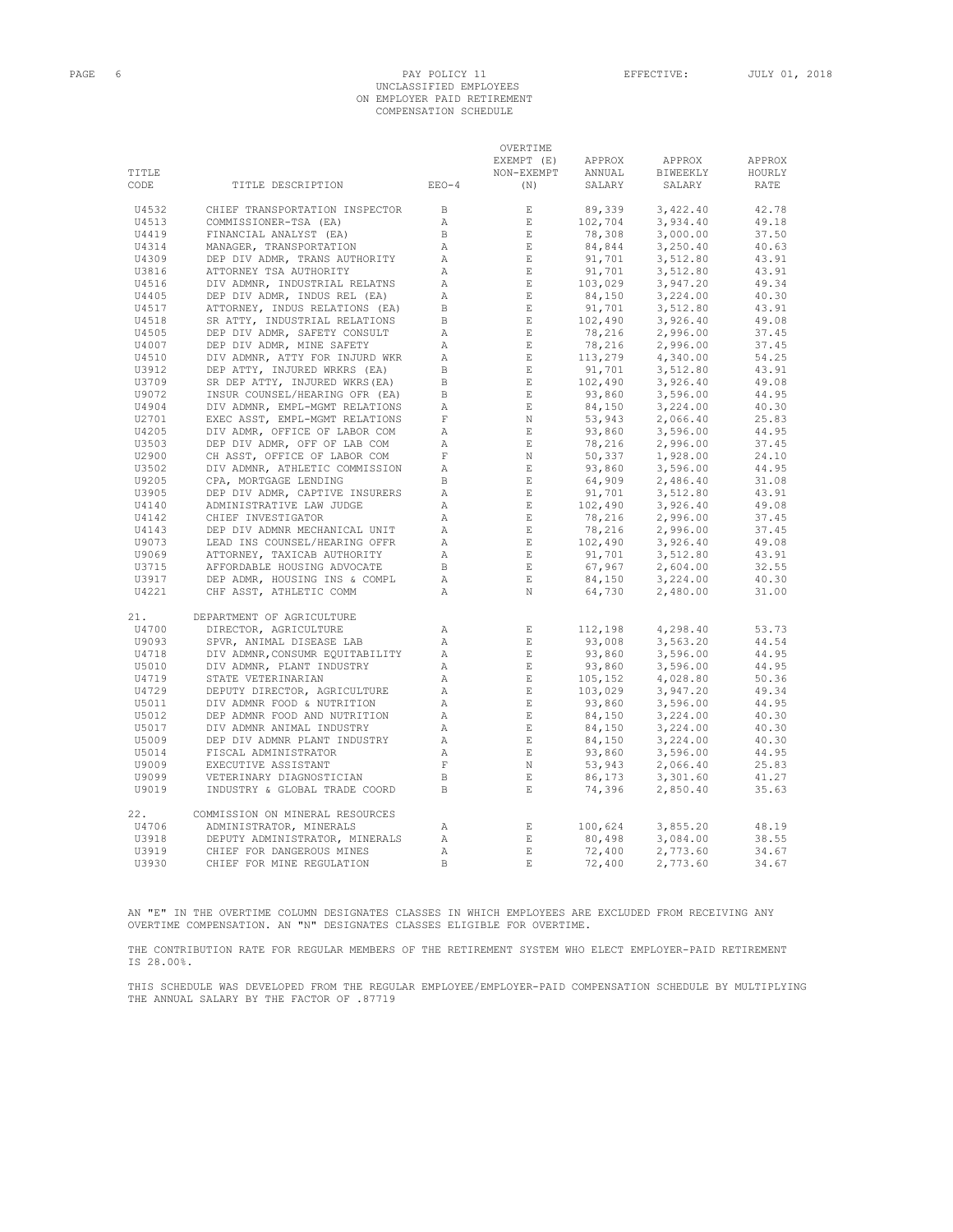PAY POLICY 11
UNCLASSIFIED EMPLOYEES
ON EMPLOYER PAID RETIREMENT
COMPENSATION SCHEDULE

EFFECTIVE: JULY 01, 2018

| TITLE CODE | TITLE DESCRIPTION | EEO-4 | OVERTIME EXEMPT (E) NON-EXEMPT (N) | APPROX ANNUAL SALARY | APPROX BIWEEKLY SALARY | APPROX HOURLY RATE |
|---|---|---|---|---|---|---|
| U4532 | CHIEF TRANSPORTATION INSPECTOR | B | E | 89,339 | 3,422.40 | 42.78 |
| U4513 | COMMISSIONER-TSA (EA) | A | E | 102,704 | 3,934.40 | 49.18 |
| U4419 | FINANCIAL ANALYST (EA) | B | E | 78,308 | 3,000.00 | 37.50 |
| U4314 | MANAGER, TRANSPORTATION | A | E | 84,844 | 3,250.40 | 40.63 |
| U4309 | DEP DIV ADMR, TRANS AUTHORITY | A | E | 91,701 | 3,512.80 | 43.91 |
| U3816 | ATTORNEY TSA AUTHORITY | A | E | 91,701 | 3,512.80 | 43.91 |
| U4516 | DIV ADMNR, INDUSTRIAL RELATNS | A | E | 103,029 | 3,947.20 | 49.34 |
| U4405 | DEP DIV ADMR, INDUS REL (EA) | A | E | 84,150 | 3,224.00 | 40.30 |
| U4517 | ATTORNEY, INDUS RELATIONS (EA) | B | E | 91,701 | 3,512.80 | 43.91 |
| U4518 | SR ATTY, INDUSTRIAL RELATIONS | B | E | 102,490 | 3,926.40 | 49.08 |
| U4505 | DEP DIV ADMR, SAFETY CONSULT | A | E | 78,216 | 2,996.00 | 37.45 |
| U4007 | DEP DIV ADMR, MINE SAFETY | A | E | 78,216 | 2,996.00 | 37.45 |
| U4510 | DIV ADMNR, ATTY FOR INJURD WKR | A | E | 113,279 | 4,340.00 | 54.25 |
| U3912 | DEP ATTY, INJURED WRKRS (EA) | B | E | 91,701 | 3,512.80 | 43.91 |
| U3709 | SR DEP ATTY, INJURED WKRS(EA) | B | E | 102,490 | 3,926.40 | 49.08 |
| U9072 | INSUR COUNSEL/HEARING OFR (EA) | B | E | 93,860 | 3,596.00 | 44.95 |
| U4904 | DIV ADMNR, EMPL-MGMT RELATIONS | A | E | 84,150 | 3,224.00 | 40.30 |
| U2701 | EXEC ASST, EMPL-MGMT RELATIONS | F | N | 53,943 | 2,066.40 | 25.83 |
| U4205 | DIV ADMR, OFFICE OF LABOR COM | A | E | 93,860 | 3,596.00 | 44.95 |
| U3503 | DEP DIV ADMR, OFF OF LAB COM | A | E | 78,216 | 2,996.00 | 37.45 |
| U2900 | CH ASST, OFFICE OF LABOR COM | F | N | 50,337 | 1,928.00 | 24.10 |
| U3502 | DIV ADMNR, ATHLETIC COMMISSION | A | E | 93,860 | 3,596.00 | 44.95 |
| U9205 | CPA, MORTGAGE LENDING | B | E | 64,909 | 2,486.40 | 31.08 |
| U3905 | DEP DIV ADMR, CAPTIVE INSURERS | A | E | 91,701 | 3,512.80 | 43.91 |
| U4140 | ADMINISTRATIVE LAW JUDGE | A | E | 102,490 | 3,926.40 | 49.08 |
| U4142 | CHIEF INVESTIGATOR | A | E | 78,216 | 2,996.00 | 37.45 |
| U4143 | DEP DIV ADMNR MECHANICAL UNIT | A | E | 78,216 | 2,996.00 | 37.45 |
| U9073 | LEAD INS COUNSEL/HEARING OFFR | A | E | 102,490 | 3,926.40 | 49.08 |
| U9069 | ATTORNEY, TAXICAB AUTHORITY | A | E | 91,701 | 3,512.80 | 43.91 |
| U3715 | AFFORDABLE HOUSING ADVOCATE | B | E | 67,967 | 2,604.00 | 32.55 |
| U3917 | DEP ADMR, HOUSING INS & COMPL | A | E | 84,150 | 3,224.00 | 40.30 |
| U4221 | CHF ASST, ATHLETIC COMM | A | N | 64,730 | 2,480.00 | 31.00 |
| 21. | DEPARTMENT OF AGRICULTURE | | | | | |
| U4700 | DIRECTOR, AGRICULTURE | A | E | 112,198 | 4,298.40 | 53.73 |
| U9093 | SPVR, ANIMAL DISEASE LAB | A | E | 93,008 | 3,563.20 | 44.54 |
| U4718 | DIV ADMNR,CONSUMR EQUITABILITY | A | E | 93,860 | 3,596.00 | 44.95 |
| U5010 | DIV ADMNR, PLANT INDUSTRY | A | E | 93,860 | 3,596.00 | 44.95 |
| U4719 | STATE VETERINARIAN | A | E | 105,152 | 4,028.80 | 50.36 |
| U4729 | DEPUTY DIRECTOR, AGRICULTURE | A | E | 103,029 | 3,947.20 | 49.34 |
| U5011 | DIV ADMNR FOOD & NUTRITION | A | E | 93,860 | 3,596.00 | 44.95 |
| U5012 | DEP ADMNR FOOD AND NUTRITION | A | E | 84,150 | 3,224.00 | 40.30 |
| U5017 | DIV ADMNR ANIMAL INDUSTRY | A | E | 84,150 | 3,224.00 | 40.30 |
| U5009 | DEP DIV ADMNR PLANT INDUSTRY | A | E | 84,150 | 3,224.00 | 40.30 |
| U5014 | FISCAL ADMINISTRATOR | A | E | 93,860 | 3,596.00 | 44.95 |
| U9009 | EXECUTIVE ASSISTANT | F | N | 53,943 | 2,066.40 | 25.83 |
| U9099 | VETERINARY DIAGNOSTICIAN | B | E | 86,173 | 3,301.60 | 41.27 |
| U9019 | INDUSTRY & GLOBAL TRADE COORD | B | E | 74,396 | 2,850.40 | 35.63 |
| 22. | COMMISSION ON MINERAL RESOURCES | | | | | |
| U4706 | ADMINISTRATOR, MINERALS | A | E | 100,624 | 3,855.20 | 48.19 |
| U3918 | DEPUTY ADMINISTRATOR, MINERALS | A | E | 80,498 | 3,084.00 | 38.55 |
| U3919 | CHIEF FOR DANGEROUS MINES | A | E | 72,400 | 2,773.60 | 34.67 |
| U3930 | CHIEF FOR MINE REGULATION | B | E | 72,400 | 2,773.60 | 34.67 |

AN "E" IN THE OVERTIME COLUMN DESIGNATES CLASSES IN WHICH EMPLOYEES ARE EXCLUDED FROM RECEIVING ANY OVERTIME COMPENSATION. AN "N" DESIGNATES CLASSES ELIGIBLE FOR OVERTIME.

THE CONTRIBUTION RATE FOR REGULAR MEMBERS OF THE RETIREMENT SYSTEM WHO ELECT EMPLOYER-PAID RETIREMENT IS 28.00%.

THIS SCHEDULE WAS DEVELOPED FROM THE REGULAR EMPLOYEE/EMPLOYER-PAID COMPENSATION SCHEDULE BY MULTIPLYING THE ANNUAL SALARY BY THE FACTOR OF .87719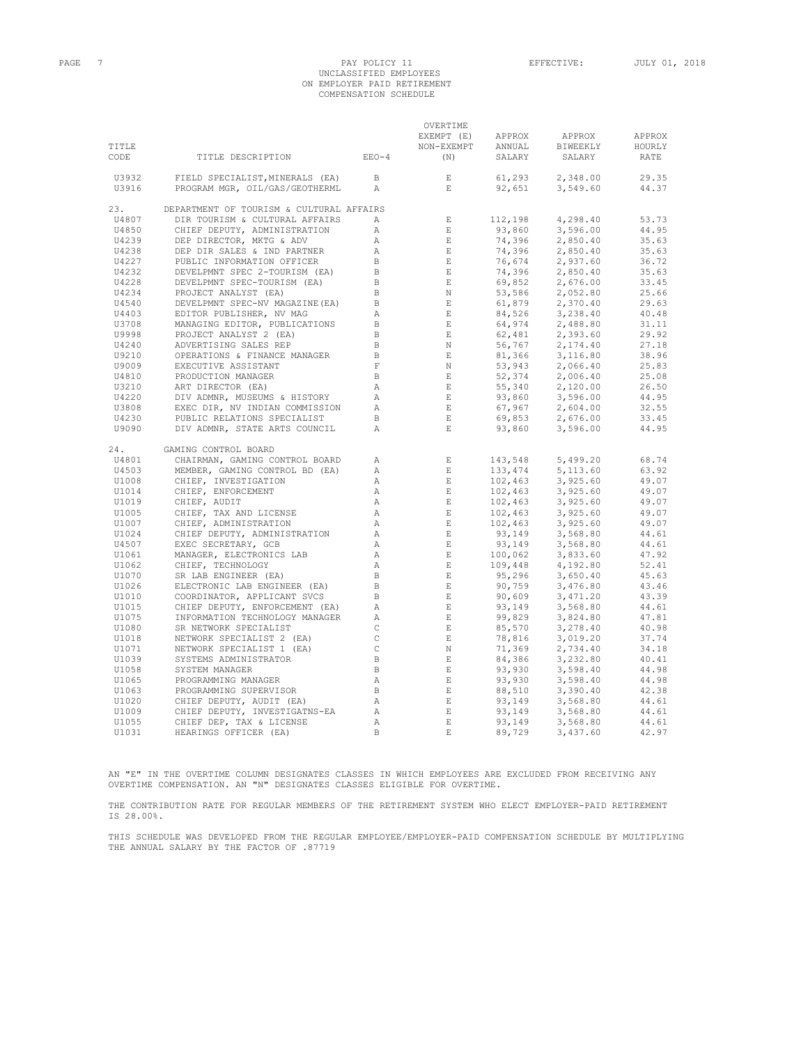# PAY POLICY 11
## UNCLASSIFIED EMPLOYEES ON EMPLOYER PAID RETIREMENT COMPENSATION SCHEDULE

EFFECTIVE: JULY 01, 2018

| TITLE CODE | TITLE DESCRIPTION | EEO-4 | OVERTIME EXEMPT (E) NON-EXEMPT (N) | APPROX ANNUAL SALARY | APPROX BIWEEKLY SALARY | APPROX HOURLY RATE |
|---|---|---|---|---|---|---|
| U3932 | FIELD SPECIALIST,MINERALS (EA) | B | E | 61,293 | 2,348.00 | 29.35 |
| U3916 | PROGRAM MGR, OIL/GAS/GEOTHERML | A | E | 92,651 | 3,549.60 | 44.37 |
| 23. | DEPARTMENT OF TOURISM & CULTURAL AFFAIRS | | | | | |
| U4807 | DIR TOURISM & CULTURAL AFFAIRS | A | E | 112,198 | 4,298.40 | 53.73 |
| U4850 | CHIEF DEPUTY, ADMINISTRATION | A | E | 93,860 | 3,596.00 | 44.95 |
| U4239 | DEP DIRECTOR, MKTG & ADV | A | E | 74,396 | 2,850.40 | 35.63 |
| U4238 | DEP DIR SALES & IND PARTNER | A | E | 74,396 | 2,850.40 | 35.63 |
| U4227 | PUBLIC INFORMATION OFFICER | B | E | 76,674 | 2,937.60 | 36.72 |
| U4232 | DEVELPMNT SPEC 2-TOURISM (EA) | B | E | 74,396 | 2,850.40 | 35.63 |
| U4228 | DEVELPMNT SPEC-TOURISM (EA) | B | E | 69,852 | 2,676.00 | 33.45 |
| U4234 | PROJECT ANALYST (EA) | B | N | 53,586 | 2,052.80 | 25.66 |
| U4540 | DEVELPMNT SPEC-NV MAGAZINE(EA) | B | E | 61,879 | 2,370.40 | 29.63 |
| U4403 | EDITOR PUBLISHER, NV MAG | A | E | 84,526 | 3,238.40 | 40.48 |
| U3708 | MANAGING EDITOR, PUBLICATIONS | B | E | 64,974 | 2,488.80 | 31.11 |
| U9998 | PROJECT ANALYST 2 (EA) | B | E | 62,481 | 2,393.60 | 29.92 |
| U4240 | ADVERTISING SALES REP | B | N | 56,767 | 2,174.40 | 27.18 |
| U9210 | OPERATIONS & FINANCE MANAGER | B | E | 81,366 | 3,116.80 | 38.96 |
| U9009 | EXECUTIVE ASSISTANT | F | N | 53,943 | 2,066.40 | 25.83 |
| U4810 | PRODUCTION MANAGER | B | E | 52,374 | 2,006.40 | 25.08 |
| U3210 | ART DIRECTOR (EA) | A | E | 55,340 | 2,120.00 | 26.50 |
| U4220 | DIV ADMNR, MUSEUMS & HISTORY | A | E | 93,860 | 3,596.00 | 44.95 |
| U3808 | EXEC DIR, NV INDIAN COMMISSION | A | E | 67,967 | 2,604.00 | 32.55 |
| U4230 | PUBLIC RELATIONS SPECIALIST | B | E | 69,853 | 2,676.00 | 33.45 |
| U9090 | DIV ADMNR, STATE ARTS COUNCIL | A | E | 93,860 | 3,596.00 | 44.95 |
| 24. | GAMING CONTROL BOARD | | | | | |
| U4801 | CHAIRMAN, GAMING CONTROL BOARD | A | E | 143,548 | 5,499.20 | 68.74 |
| U4503 | MEMBER, GAMING CONTROL BD (EA) | A | E | 133,474 | 5,113.60 | 63.92 |
| U1008 | CHIEF, INVESTIGATION | A | E | 102,463 | 3,925.60 | 49.07 |
| U1014 | CHIEF, ENFORCEMENT | A | E | 102,463 | 3,925.60 | 49.07 |
| U1019 | CHIEF, AUDIT | A | E | 102,463 | 3,925.60 | 49.07 |
| U1005 | CHIEF, TAX AND LICENSE | A | E | 102,463 | 3,925.60 | 49.07 |
| U1007 | CHIEF, ADMINISTRATION | A | E | 102,463 | 3,925.60 | 49.07 |
| U1024 | CHIEF DEPUTY, ADMINISTRATION | A | E | 93,149 | 3,568.80 | 44.61 |
| U4507 | EXEC SECRETARY, GCB | A | E | 93,149 | 3,568.80 | 44.61 |
| U1061 | MANAGER, ELECTRONICS LAB | A | E | 100,062 | 3,833.60 | 47.92 |
| U1062 | CHIEF, TECHNOLOGY | A | E | 109,448 | 4,192.80 | 52.41 |
| U1070 | SR LAB ENGINEER (EA) | B | E | 95,296 | 3,650.40 | 45.63 |
| U1026 | ELECTRONIC LAB ENGINEER (EA) | B | E | 90,759 | 3,476.80 | 43.46 |
| U1010 | COORDINATOR, APPLICANT SVCS | B | E | 90,609 | 3,471.20 | 43.39 |
| U1015 | CHIEF DEPUTY, ENFORCEMENT (EA) | A | E | 93,149 | 3,568.80 | 44.61 |
| U1075 | INFORMATION TECHNOLOGY MANAGER | A | E | 99,829 | 3,824.80 | 47.81 |
| U1080 | SR NETWORK SPECIALIST | C | E | 85,570 | 3,278.40 | 40.98 |
| U1018 | NETWORK SPECIALIST 2 (EA) | C | E | 78,816 | 3,019.20 | 37.74 |
| U1071 | NETWORK SPECIALIST 1 (EA) | C | N | 71,369 | 2,734.40 | 34.18 |
| U1039 | SYSTEMS ADMINISTRATOR | B | E | 84,386 | 3,232.80 | 40.41 |
| U1058 | SYSTEM MANAGER | B | E | 93,930 | 3,598.40 | 44.98 |
| U1065 | PROGRAMMING MANAGER | A | E | 93,930 | 3,598.40 | 44.98 |
| U1063 | PROGRAMMING SUPERVISOR | B | E | 88,510 | 3,390.40 | 42.38 |
| U1020 | CHIEF DEPUTY, AUDIT (EA) | A | E | 93,149 | 3,568.80 | 44.61 |
| U1009 | CHIEF DEPUTY, INVESTIGATNS-EA | A | E | 93,149 | 3,568.80 | 44.61 |
| U1055 | CHIEF DEP, TAX & LICENSE | A | E | 93,149 | 3,568.80 | 44.61 |
| U1031 | HEARINGS OFFICER (EA) | B | E | 89,729 | 3,437.60 | 42.97 |

AN "E" IN THE OVERTIME COLUMN DESIGNATES CLASSES IN WHICH EMPLOYEES ARE EXCLUDED FROM RECEIVING ANY OVERTIME COMPENSATION. AN "N" DESIGNATES CLASSES ELIGIBLE FOR OVERTIME.

THE CONTRIBUTION RATE FOR REGULAR MEMBERS OF THE RETIREMENT SYSTEM WHO ELECT EMPLOYER-PAID RETIREMENT IS 28.00%.

THIS SCHEDULE WAS DEVELOPED FROM THE REGULAR EMPLOYEE/EMPLOYER-PAID COMPENSATION SCHEDULE BY MULTIPLYING THE ANNUAL SALARY BY THE FACTOR OF .87719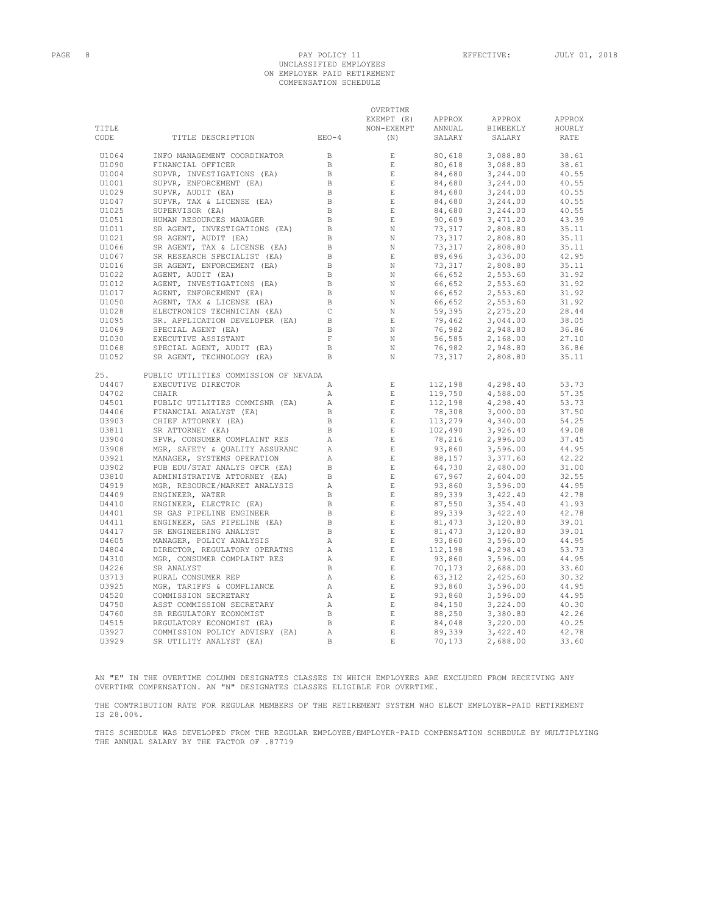PAY POLICY 11
UNCLASSIFIED EMPLOYEES
ON EMPLOYER PAID RETIREMENT
COMPENSATION SCHEDULE

EFFECTIVE: JULY 01, 2018

| TITLE CODE | TITLE DESCRIPTION | EEO-4 | OVERTIME EXEMPT (E) NON-EXEMPT (N) | APPROX ANNUAL SALARY | APPROX BIWEEKLY SALARY | APPROX HOURLY RATE |
|---|---|---|---|---|---|---|
| U1064 | INFO MANAGEMENT COORDINATOR | B | E | 80,618 | 3,088.80 | 38.61 |
| U1090 | FINANCIAL OFFICER | B | E | 80,618 | 3,088.80 | 38.61 |
| U1004 | SUPVR, INVESTIGATIONS (EA) | B | E | 84,680 | 3,244.00 | 40.55 |
| U1001 | SUPVR, ENFORCEMENT (EA) | B | E | 84,680 | 3,244.00 | 40.55 |
| U1029 | SUPVR, AUDIT (EA) | B | E | 84,680 | 3,244.00 | 40.55 |
| U1047 | SUPVR, TAX & LICENSE (EA) | B | E | 84,680 | 3,244.00 | 40.55 |
| U1025 | SUPERVISOR (EA) | B | E | 84,680 | 3,244.00 | 40.55 |
| U1051 | HUMAN RESOURCES MANAGER | B | E | 90,609 | 3,471.20 | 43.39 |
| U1011 | SR AGENT, INVESTIGATIONS (EA) | B | N | 73,317 | 2,808.80 | 35.11 |
| U1021 | SR AGENT, AUDIT (EA) | B | N | 73,317 | 2,808.80 | 35.11 |
| U1066 | SR AGENT, TAX & LICENSE (EA) | B | N | 73,317 | 2,808.80 | 35.11 |
| U1067 | SR RESEARCH SPECIALIST (EA) | B | E | 89,696 | 3,436.00 | 42.95 |
| U1016 | SR AGENT, ENFORCEMENT (EA) | B | N | 73,317 | 2,808.80 | 35.11 |
| U1022 | AGENT, AUDIT (EA) | B | N | 66,652 | 2,553.60 | 31.92 |
| U1012 | AGENT, INVESTIGATIONS (EA) | B | N | 66,652 | 2,553.60 | 31.92 |
| U1017 | AGENT, ENFORCEMENT (EA) | B | N | 66,652 | 2,553.60 | 31.92 |
| U1050 | AGENT, TAX & LICENSE (EA) | B | N | 66,652 | 2,553.60 | 31.92 |
| U1028 | ELECTRONICS TECHNICIAN (EA) | C | N | 59,395 | 2,275.20 | 28.44 |
| U1095 | SR. APPLICATION DEVELOPER (EA) | B | E | 79,462 | 3,044.00 | 38.05 |
| U1069 | SPECIAL AGENT (EA) | B | N | 76,982 | 2,948.80 | 36.86 |
| U1030 | EXECUTIVE ASSISTANT | F | N | 56,585 | 2,168.00 | 27.10 |
| U1068 | SPECIAL AGENT, AUDIT (EA) | B | N | 76,982 | 2,948.80 | 36.86 |
| U1052 | SR AGENT, TECHNOLOGY (EA) | B | N | 73,317 | 2,808.80 | 35.11 |
| 25. | PUBLIC UTILITIES COMMISSION OF NEVADA | | | | | |
| U4407 | EXECUTIVE DIRECTOR | A | E | 112,198 | 4,298.40 | 53.73 |
| U4702 | CHAIR | A | E | 119,750 | 4,588.00 | 57.35 |
| U4501 | PUBLIC UTILITIES COMMISNR (EA) | A | E | 112,198 | 4,298.40 | 53.73 |
| U4406 | FINANCIAL ANALYST (EA) | B | E | 78,308 | 3,000.00 | 37.50 |
| U3903 | CHIEF ATTORNEY (EA) | B | E | 113,279 | 4,340.00 | 54.25 |
| U3811 | SR ATTORNEY (EA) | B | E | 102,490 | 3,926.40 | 49.08 |
| U3904 | SPVR, CONSUMER COMPLAINT RES | A | E | 78,216 | 2,996.00 | 37.45 |
| U3908 | MGR, SAFETY & QUALITY ASSURANC | A | E | 93,860 | 3,596.00 | 44.95 |
| U3921 | MANAGER, SYSTEMS OPERATION | A | E | 88,157 | 3,377.60 | 42.22 |
| U3902 | PUB EDU/STAT ANALYS OFCR (EA) | B | E | 64,730 | 2,480.00 | 31.00 |
| U3810 | ADMINISTRATIVE ATTORNEY (EA) | B | E | 67,967 | 2,604.00 | 32.55 |
| U4919 | MGR, RESOURCE/MARKET ANALYSIS | A | E | 93,860 | 3,596.00 | 44.95 |
| U4409 | ENGINEER, WATER | B | E | 89,339 | 3,422.40 | 42.78 |
| U4410 | ENGINEER, ELECTRIC (EA) | B | E | 87,550 | 3,354.40 | 41.93 |
| U4401 | SR GAS PIPELINE ENGINEER | B | E | 89,339 | 3,422.40 | 42.78 |
| U4411 | ENGINEER, GAS PIPELINE (EA) | B | E | 81,473 | 3,120.80 | 39.01 |
| U4417 | SR ENGINEERING ANALYST | B | E | 81,473 | 3,120.80 | 39.01 |
| U4605 | MANAGER, POLICY ANALYSIS | A | E | 93,860 | 3,596.00 | 44.95 |
| U4804 | DIRECTOR, REGULATORY OPERATNS | A | E | 112,198 | 4,298.40 | 53.73 |
| U4310 | MGR, CONSUMER COMPLAINT RES | A | E | 93,860 | 3,596.00 | 44.95 |
| U4226 | SR ANALYST | B | E | 70,173 | 2,688.00 | 33.60 |
| U3713 | RURAL CONSUMER REP | A | E | 63,312 | 2,425.60 | 30.32 |
| U3925 | MGR, TARIFFS & COMPLIANCE | A | E | 93,860 | 3,596.00 | 44.95 |
| U4520 | COMMISSION SECRETARY | A | E | 93,860 | 3,596.00 | 44.95 |
| U4750 | ASST COMMISSION SECRETARY | A | E | 84,150 | 3,224.00 | 40.30 |
| U4760 | SR REGULATORY ECONOMIST | B | E | 88,250 | 3,380.80 | 42.26 |
| U4515 | REGULATORY ECONOMIST (EA) | B | E | 84,048 | 3,220.00 | 40.25 |
| U3927 | COMMISSION POLICY ADVISRY (EA) | A | E | 89,339 | 3,422.40 | 42.78 |
| U3929 | SR UTILITY ANALYST (EA) | B | E | 70,173 | 2,688.00 | 33.60 |

AN "E" IN THE OVERTIME COLUMN DESIGNATES CLASSES IN WHICH EMPLOYEES ARE EXCLUDED FROM RECEIVING ANY OVERTIME COMPENSATION. AN "N" DESIGNATES CLASSES ELIGIBLE FOR OVERTIME.

THE CONTRIBUTION RATE FOR REGULAR MEMBERS OF THE RETIREMENT SYSTEM WHO ELECT EMPLOYER-PAID RETIREMENT IS 28.00%.

THIS SCHEDULE WAS DEVELOPED FROM THE REGULAR EMPLOYEE/EMPLOYER-PAID COMPENSATION SCHEDULE BY MULTIPLYING THE ANNUAL SALARY BY THE FACTOR OF .87719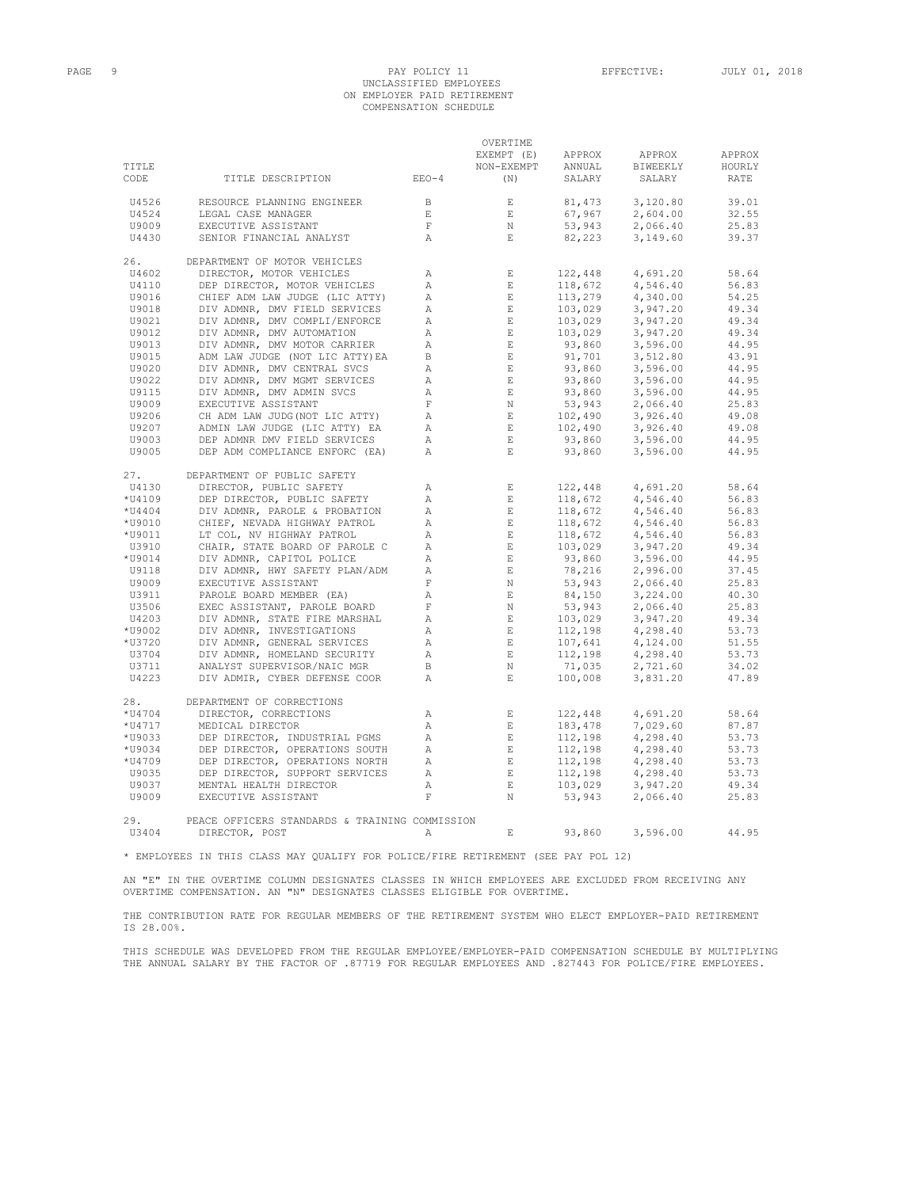PAY POLICY 11
UNCLASSIFIED EMPLOYEES
ON EMPLOYER PAID RETIREMENT
COMPENSATION SCHEDULE

EFFECTIVE: JULY 01, 2018

| TITLE CODE | TITLE DESCRIPTION | EEO-4 | OVERTIME EXEMPT (E) NON-EXEMPT (N) | APPROX ANNUAL SALARY | APPROX BIWEEKLY SALARY | APPROX HOURLY RATE |
|---|---|---|---|---|---|---|
| U4526 | RESOURCE PLANNING ENGINEER | B | E | 81,473 | 3,120.80 | 39.01 |
| U4524 | LEGAL CASE MANAGER | E | E | 67,967 | 2,604.00 | 32.55 |
| U9009 | EXECUTIVE ASSISTANT | F | N | 53,943 | 2,066.40 | 25.83 |
| U4430 | SENIOR FINANCIAL ANALYST | A | E | 82,223 | 3,149.60 | 39.37 |
| 26. | DEPARTMENT OF MOTOR VEHICLES | | | | | |
| U4602 | DIRECTOR, MOTOR VEHICLES | A | E | 122,448 | 4,691.20 | 58.64 |
| U4110 | DEP DIRECTOR, MOTOR VEHICLES | A | E | 118,672 | 4,546.40 | 56.83 |
| U9016 | CHIEF ADM LAW JUDGE (LIC ATTY) | A | E | 113,279 | 4,340.00 | 54.25 |
| U9018 | DIV ADMNR, DMV FIELD SERVICES | A | E | 103,029 | 3,947.20 | 49.34 |
| U9021 | DIV ADMNR, DMV COMPLI/ENFORCE | A | E | 103,029 | 3,947.20 | 49.34 |
| U9012 | DIV ADMNR, DMV AUTOMATION | A | E | 103,029 | 3,947.20 | 49.34 |
| U9013 | DIV ADMNR, DMV MOTOR CARRIER | A | E | 93,860 | 3,596.00 | 44.95 |
| U9015 | ADM LAW JUDGE (NOT LIC ATTY)EA | B | E | 91,701 | 3,512.80 | 43.91 |
| U9020 | DIV ADMNR, DMV CENTRAL SVCS | A | E | 93,860 | 3,596.00 | 44.95 |
| U9022 | DIV ADMNR, DMV MGMT SERVICES | A | E | 93,860 | 3,596.00 | 44.95 |
| U9115 | DIV ADMNR, DMV ADMIN SVCS | A | E | 93,860 | 3,596.00 | 44.95 |
| U9009 | EXECUTIVE ASSISTANT | F | N | 53,943 | 2,066.40 | 25.83 |
| U9206 | CH ADM LAW JUDG(NOT LIC ATTY) | A | E | 102,490 | 3,926.40 | 49.08 |
| U9207 | ADMIN LAW JUDGE (LIC ATTY) EA | A | E | 102,490 | 3,926.40 | 49.08 |
| U9003 | DEP ADMNR DMV FIELD SERVICES | A | E | 93,860 | 3,596.00 | 44.95 |
| U9005 | DEP ADM COMPLIANCE ENFORC (EA) | A | E | 93,860 | 3,596.00 | 44.95 |
| 27. | DEPARTMENT OF PUBLIC SAFETY | | | | | |
| U4130 | DIRECTOR, PUBLIC SAFETY | A | E | 122,448 | 4,691.20 | 58.64 |
| *U4109 | DEP DIRECTOR, PUBLIC SAFETY | A | E | 118,672 | 4,546.40 | 56.83 |
| *U4404 | DIV ADMNR, PAROLE & PROBATION | A | E | 118,672 | 4,546.40 | 56.83 |
| *U9010 | CHIEF, NEVADA HIGHWAY PATROL | A | E | 118,672 | 4,546.40 | 56.83 |
| *U9011 | LT COL, NV HIGHWAY PATROL | A | E | 118,672 | 4,546.40 | 56.83 |
| U3910 | CHAIR, STATE BOARD OF PAROLE C | A | E | 103,029 | 3,947.20 | 49.34 |
| *U9014 | DIV ADMNR, CAPITOL POLICE | A | E | 93,860 | 3,596.00 | 44.95 |
| U9118 | DIV ADMNR, HWY SAFETY PLAN/ADM | A | E | 78,216 | 2,996.00 | 37.45 |
| U9009 | EXECUTIVE ASSISTANT | F | N | 53,943 | 2,066.40 | 25.83 |
| U3911 | PAROLE BOARD MEMBER (EA) | A | E | 84,150 | 3,224.00 | 40.30 |
| U3506 | EXEC ASSISTANT, PAROLE BOARD | F | N | 53,943 | 2,066.40 | 25.83 |
| U4203 | DIV ADMNR, STATE FIRE MARSHAL | A | E | 103,029 | 3,947.20 | 49.34 |
| *U9002 | DIV ADMNR, INVESTIGATIONS | A | E | 112,198 | 4,298.40 | 53.73 |
| *U3720 | DIV ADMNR, GENERAL SERVICES | A | E | 107,641 | 4,124.00 | 51.55 |
| U3704 | DIV ADMNR, HOMELAND SECURITY | A | E | 112,198 | 4,298.40 | 53.73 |
| U3711 | ANALYST SUPERVISOR/NAIC MGR | B | N | 71,035 | 2,721.60 | 34.02 |
| U4223 | DIV ADMIR, CYBER DEFENSE COOR | A | E | 100,008 | 3,831.20 | 47.89 |
| 28. | DEPARTMENT OF CORRECTIONS | | | | | |
| *U4704 | DIRECTOR, CORRECTIONS | A | E | 122,448 | 4,691.20 | 58.64 |
| *U4717 | MEDICAL DIRECTOR | A | E | 183,478 | 7,029.60 | 87.87 |
| *U9033 | DEP DIRECTOR, INDUSTRIAL PGMS | A | E | 112,198 | 4,298.40 | 53.73 |
| *U9034 | DEP DIRECTOR, OPERATIONS SOUTH | A | E | 112,198 | 4,298.40 | 53.73 |
| *U4709 | DEP DIRECTOR, OPERATIONS NORTH | A | E | 112,198 | 4,298.40 | 53.73 |
| U9035 | DEP DIRECTOR, SUPPORT SERVICES | A | E | 112,198 | 4,298.40 | 53.73 |
| U9037 | MENTAL HEALTH DIRECTOR | A | E | 103,029 | 3,947.20 | 49.34 |
| U9009 | EXECUTIVE ASSISTANT | F | N | 53,943 | 2,066.40 | 25.83 |
| 29. | PEACE OFFICERS STANDARDS & TRAINING COMMISSION | | | | | |
| U3404 | DIRECTOR, POST | A | E | 93,860 | 3,596.00 | 44.95 |

* EMPLOYEES IN THIS CLASS MAY QUALIFY FOR POLICE/FIRE RETIREMENT (SEE PAY POL 12)

AN "E" IN THE OVERTIME COLUMN DESIGNATES CLASSES IN WHICH EMPLOYEES ARE EXCLUDED FROM RECEIVING ANY OVERTIME COMPENSATION. AN "N" DESIGNATES CLASSES ELIGIBLE FOR OVERTIME.

THE CONTRIBUTION RATE FOR REGULAR MEMBERS OF THE RETIREMENT SYSTEM WHO ELECT EMPLOYER-PAID RETIREMENT IS 28.00%.

THIS SCHEDULE WAS DEVELOPED FROM THE REGULAR EMPLOYEE/EMPLOYER-PAID COMPENSATION SCHEDULE BY MULTIPLYING THE ANNUAL SALARY BY THE FACTOR OF .87719 FOR REGULAR EMPLOYEES AND .827443 FOR POLICE/FIRE EMPLOYEES.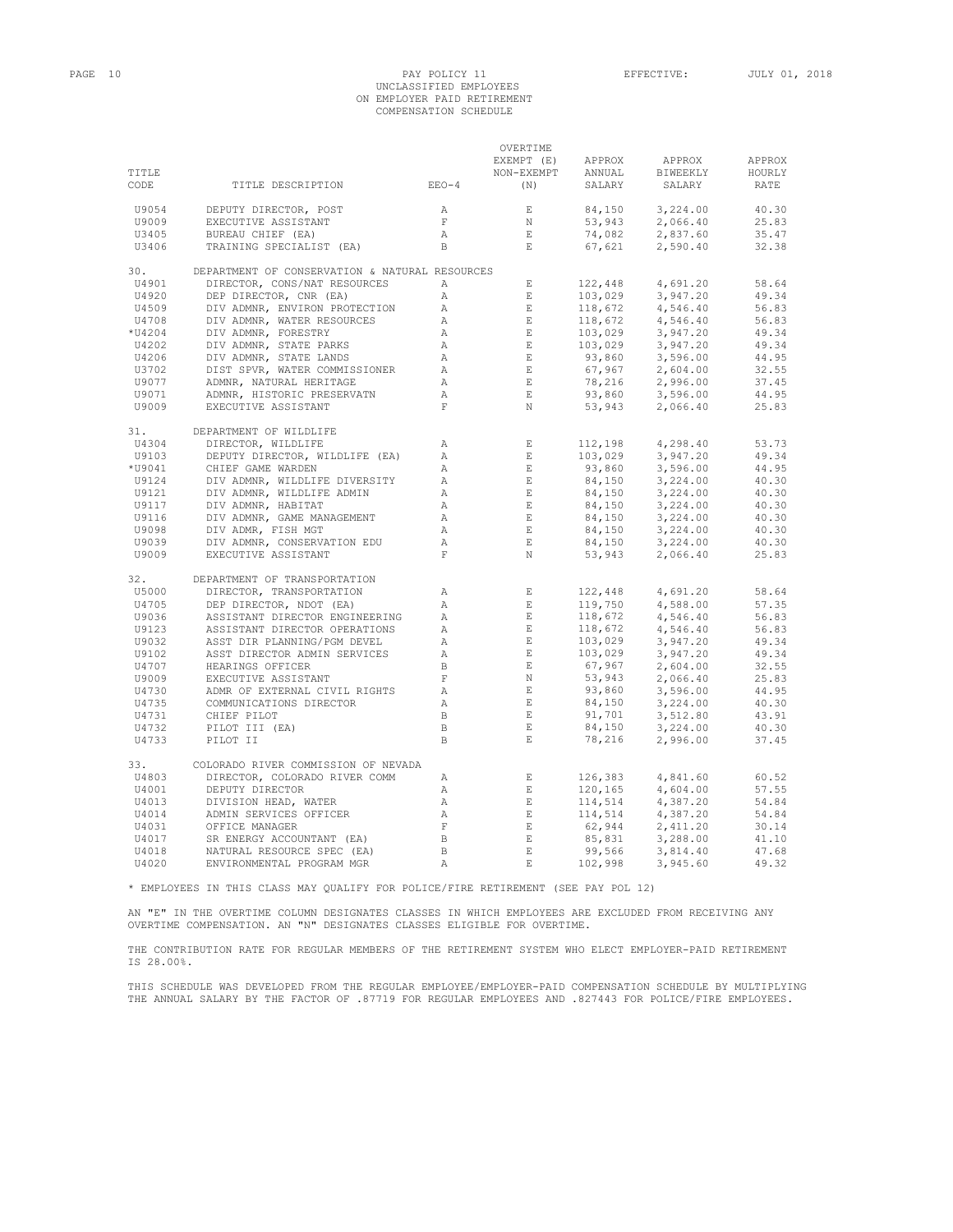PAY POLICY 11
UNCLASSIFIED EMPLOYEES
ON EMPLOYER PAID RETIREMENT
COMPENSATION SCHEDULE

EFFECTIVE: JULY 01, 2018

| TITLE CODE | TITLE DESCRIPTION | EEO-4 | OVERTIME EXEMPT (E) NON-EXEMPT (N) | APPROX ANNUAL SALARY | APPROX BIWEEKLY SALARY | APPROX HOURLY RATE |
|---|---|---|---|---|---|---|
| U9054 | DEPUTY DIRECTOR, POST | A | E | 84,150 | 3,224.00 | 40.30 |
| U9009 | EXECUTIVE ASSISTANT | F | N | 53,943 | 2,066.40 | 25.83 |
| U3405 | BUREAU CHIEF (EA) | A | E | 74,082 | 2,837.60 | 35.47 |
| U3406 | TRAINING SPECIALIST (EA) | B | E | 67,621 | 2,590.40 | 32.38 |
| 30. | DEPARTMENT OF CONSERVATION & NATURAL RESOURCES | | | | | |
| U4901 | DIRECTOR, CONS/NAT RESOURCES | A | E | 122,448 | 4,691.20 | 58.64 |
| U4920 | DEP DIRECTOR, CNR (EA) | A | E | 103,029 | 3,947.20 | 49.34 |
| U4509 | DIV ADMNR, ENVIRON PROTECTION | A | E | 118,672 | 4,546.40 | 56.83 |
| U4708 | DIV ADMNR, WATER RESOURCES | A | E | 118,672 | 4,546.40 | 56.83 |
| *U4204 | DIV ADMNR, FORESTRY | A | E | 103,029 | 3,947.20 | 49.34 |
| U4202 | DIV ADMNR, STATE PARKS | A | E | 103,029 | 3,947.20 | 49.34 |
| U4206 | DIV ADMNR, STATE LANDS | A | E | 93,860 | 3,596.00 | 44.95 |
| U3702 | DIST SPVR, WATER COMMISSIONER | A | E | 67,967 | 2,604.00 | 32.55 |
| U9077 | ADMNR, NATURAL HERITAGE | A | E | 78,216 | 2,996.00 | 37.45 |
| U9071 | ADMNR, HISTORIC PRESERVATN | A | E | 93,860 | 3,596.00 | 44.95 |
| U9009 | EXECUTIVE ASSISTANT | F | N | 53,943 | 2,066.40 | 25.83 |
| 31. | DEPARTMENT OF WILDLIFE | | | | | |
| U4304 | DIRECTOR, WILDLIFE | A | E | 112,198 | 4,298.40 | 53.73 |
| U9103 | DEPUTY DIRECTOR, WILDLIFE (EA) | A | E | 103,029 | 3,947.20 | 49.34 |
| *U9041 | CHIEF GAME WARDEN | A | E | 93,860 | 3,596.00 | 44.95 |
| U9124 | DIV ADMNR, WILDLIFE DIVERSITY | A | E | 84,150 | 3,224.00 | 40.30 |
| U9121 | DIV ADMNR, WILDLIFE ADMIN | A | E | 84,150 | 3,224.00 | 40.30 |
| U9117 | DIV ADMNR, HABITAT | A | E | 84,150 | 3,224.00 | 40.30 |
| U9116 | DIV ADMNR, GAME MANAGEMENT | A | E | 84,150 | 3,224.00 | 40.30 |
| U9098 | DIV ADMR, FISH MGT | A | E | 84,150 | 3,224.00 | 40.30 |
| U9039 | DIV ADMNR, CONSERVATION EDU | A | E | 84,150 | 3,224.00 | 40.30 |
| U9009 | EXECUTIVE ASSISTANT | F | N | 53,943 | 2,066.40 | 25.83 |
| 32. | DEPARTMENT OF TRANSPORTATION | | | | | |
| U5000 | DIRECTOR, TRANSPORTATION | A | E | 122,448 | 4,691.20 | 58.64 |
| U4705 | DEP DIRECTOR, NDOT (EA) | A | E | 119,750 | 4,588.00 | 57.35 |
| U9036 | ASSISTANT DIRECTOR ENGINEERING | A | E | 118,672 | 4,546.40 | 56.83 |
| U9123 | ASSISTANT DIRECTOR OPERATIONS | A | E | 118,672 | 4,546.40 | 56.83 |
| U9032 | ASST DIR PLANNING/PGM DEVEL | A | E | 103,029 | 3,947.20 | 49.34 |
| U9102 | ASST DIRECTOR ADMIN SERVICES | A | E | 103,029 | 3,947.20 | 49.34 |
| U4707 | HEARINGS OFFICER | B | E | 67,967 | 2,604.00 | 32.55 |
| U9009 | EXECUTIVE ASSISTANT | F | N | 53,943 | 2,066.40 | 25.83 |
| U4730 | ADMR OF EXTERNAL CIVIL RIGHTS | A | E | 93,860 | 3,596.00 | 44.95 |
| U4735 | COMMUNICATIONS DIRECTOR | A | E | 84,150 | 3,224.00 | 40.30 |
| U4731 | CHIEF PILOT | B | E | 91,701 | 3,512.80 | 43.91 |
| U4732 | PILOT III (EA) | B | E | 84,150 | 3,224.00 | 40.30 |
| U4733 | PILOT II | B | E | 78,216 | 2,996.00 | 37.45 |
| 33. | COLORADO RIVER COMMISSION OF NEVADA | | | | | |
| U4803 | DIRECTOR, COLORADO RIVER COMM | A | E | 126,383 | 4,841.60 | 60.52 |
| U4001 | DEPUTY DIRECTOR | A | E | 120,165 | 4,604.00 | 57.55 |
| U4013 | DIVISION HEAD, WATER | A | E | 114,514 | 4,387.20 | 54.84 |
| U4014 | ADMIN SERVICES OFFICER | A | E | 114,514 | 4,387.20 | 54.84 |
| U4031 | OFFICE MANAGER | F | E | 62,944 | 2,411.20 | 30.14 |
| U4017 | SR ENERGY ACCOUNTANT (EA) | B | E | 85,831 | 3,288.00 | 41.10 |
| U4018 | NATURAL RESOURCE SPEC (EA) | B | E | 99,566 | 3,814.40 | 47.68 |
| U4020 | ENVIRONMENTAL PROGRAM MGR | A | E | 102,998 | 3,945.60 | 49.32 |

* EMPLOYEES IN THIS CLASS MAY QUALIFY FOR POLICE/FIRE RETIREMENT (SEE PAY POL 12)

AN "E" IN THE OVERTIME COLUMN DESIGNATES CLASSES IN WHICH EMPLOYEES ARE EXCLUDED FROM RECEIVING ANY OVERTIME COMPENSATION. AN "N" DESIGNATES CLASSES ELIGIBLE FOR OVERTIME.

THE CONTRIBUTION RATE FOR REGULAR MEMBERS OF THE RETIREMENT SYSTEM WHO ELECT EMPLOYER-PAID RETIREMENT IS 28.00%.

THIS SCHEDULE WAS DEVELOPED FROM THE REGULAR EMPLOYEE/EMPLOYER-PAID COMPENSATION SCHEDULE BY MULTIPLYING THE ANNUAL SALARY BY THE FACTOR OF .87719 FOR REGULAR EMPLOYEES AND .827443 FOR POLICE/FIRE EMPLOYEES.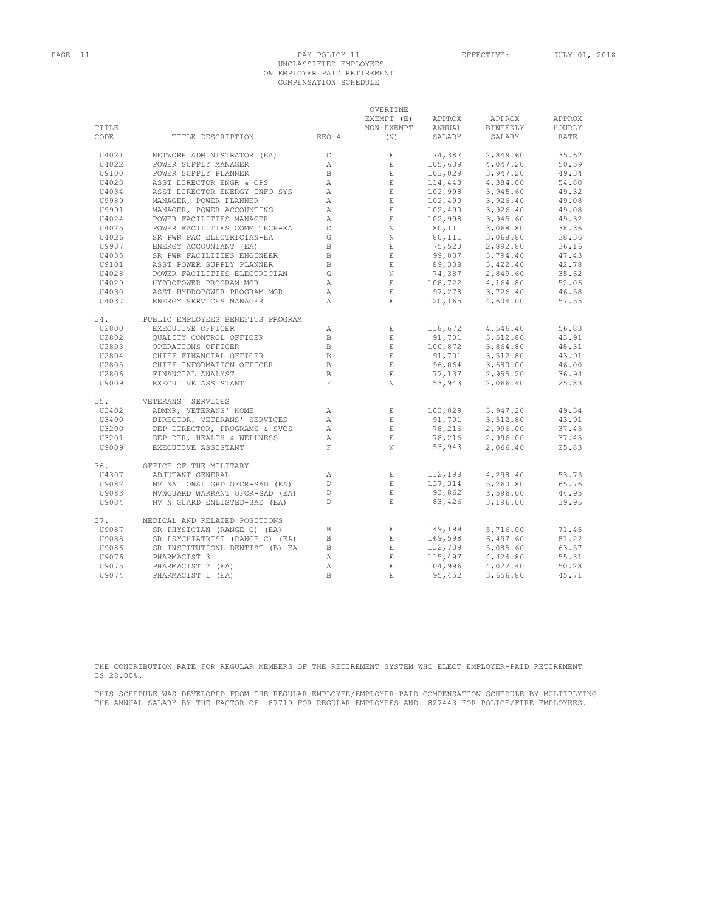PAY POLICY 11
UNCLASSIFIED EMPLOYEES
ON EMPLOYER PAID RETIREMENT
COMPENSATION SCHEDULE

EFFECTIVE: JULY 01, 2018

| TITLE CODE | TITLE DESCRIPTION | EEO-4 | OVERTIME EXEMPT (E) NON-EXEMPT (N) | APPROX ANNUAL SALARY | APPROX BIWEEKLY SALARY | APPROX HOURLY RATE |
|---|---|---|---|---|---|---|
| U4021 | NETWORK ADMINISTRATOR (EA) | C | E | 74,387 | 2,849.60 | 35.62 |
| U4022 | POWER SUPPLY MANAGER | A | E | 105,639 | 4,047.20 | 50.59 |
| U9100 | POWER SUPPLY PLANNER | B | E | 103,029 | 3,947.20 | 49.34 |
| U4023 | ASST DIRECTOR ENGR & OPS | A | E | 114,443 | 4,384.00 | 54.80 |
| U4034 | ASST DIRECTOR ENERGY INFO SYS | A | E | 102,998 | 3,945.60 | 49.32 |
| U9989 | MANAGER, POWER PLANNER | A | E | 102,490 | 3,926.40 | 49.08 |
| U9991 | MANAGER, POWER ACCOUNTING | A | E | 102,490 | 3,926.40 | 49.08 |
| U4024 | POWER FACILITIES MANAGER | A | E | 102,998 | 3,945.60 | 49.32 |
| U4025 | POWER FACILITIES COMM TECH-EA | C | N | 80,111 | 3,068.80 | 38.36 |
| U4026 | SR PWR FAC ELECTRICIAN-EA | G | N | 80,111 | 3,068.80 | 38.36 |
| U9987 | ENERGY ACCOUNTANT (EA) | B | E | 75,520 | 2,892.80 | 36.16 |
| U4035 | SR PWR FACILITIES ENGINEER | B | E | 99,037 | 3,794.40 | 47.43 |
| U9101 | ASST POWER SUPPLY PLANNER | B | E | 89,338 | 3,422.40 | 42.78 |
| U4028 | POWER FACILITIES ELECTRICIAN | G | N | 74,387 | 2,849.60 | 35.62 |
| U4029 | HYDROPOWER PROGRAM MGR | A | E | 108,722 | 4,164.80 | 52.06 |
| U4030 | ASST HYDROPOWER PROGRAM MGR | A | E | 97,278 | 3,726.40 | 46.58 |
| U4037 | ENERGY SERVICES MANAGER | A | E | 120,165 | 4,604.00 | 57.55 |
| 34. | PUBLIC EMPLOYEES BENEFITS PROGRAM | | | | | |
| U2800 | EXECUTIVE OFFICER | A | E | 118,672 | 4,546.40 | 56.83 |
| U2802 | QUALITY CONTROL OFFICER | B | E | 91,701 | 3,512.80 | 43.91 |
| U2803 | OPERATIONS OFFICER | B | E | 100,872 | 3,864.80 | 48.31 |
| U2804 | CHIEF FINANCIAL OFFICER | B | E | 91,701 | 3,512.80 | 43.91 |
| U2805 | CHIEF INFORMATION OFFICER | B | E | 96,064 | 3,680.00 | 46.00 |
| U2806 | FINANCIAL ANALYST | B | E | 77,137 | 2,955.20 | 36.94 |
| U9009 | EXECUTIVE ASSISTANT | F | N | 53,943 | 2,066.40 | 25.83 |
| 35. | VETERANS' SERVICES | | | | | |
| U3402 | ADMNR, VETERANS' HOME | A | E | 103,029 | 3,947.20 | 49.34 |
| U3400 | DIRECTOR, VETERANS' SERVICES | A | E | 91,701 | 3,512.80 | 43.91 |
| U3200 | DEP DIRECTOR, PROGRAMS & SVCS | A | E | 78,216 | 2,996.00 | 37.45 |
| U3201 | DEP DIR, HEALTH & WELLNESS | A | E | 78,216 | 2,996.00 | 37.45 |
| U9009 | EXECUTIVE ASSISTANT | F | N | 53,943 | 2,066.40 | 25.83 |
| 36. | OFFICE OF THE MILITARY | | | | | |
| U4307 | ADJUTANT GENERAL | A | E | 112,198 | 4,298.40 | 53.73 |
| U9082 | NV NATIONAL GRD OFCR-SAD (EA) | D | E | 137,314 | 5,260.80 | 65.76 |
| U9083 | NVNGUARD WARRANT OFCR-SAD (EA) | D | E | 93,862 | 3,596.00 | 44.95 |
| U9084 | NV N GUARD ENLISTED-SAD (EA) | D | E | 83,426 | 3,196.00 | 39.95 |
| 37. | MEDICAL AND RELATED POSITIONS | | | | | |
| U9087 | SR PHYSICIAN (RANGE C) (EA) | B | E | 149,199 | 5,716.00 | 71.45 |
| U9088 | SR PSYCHIATRIST (RANGE C) (EA) | B | E | 169,598 | 6,497.60 | 81.22 |
| U9086 | SR INSTITUTIONL DENTIST (B) EA | B | E | 132,739 | 5,085.60 | 63.57 |
| U9076 | PHARMACIST 3 | A | E | 115,497 | 4,424.80 | 55.31 |
| U9075 | PHARMACIST 2 (EA) | A | E | 104,996 | 4,022.40 | 50.28 |
| U9074 | PHARMACIST 1 (EA) | B | E | 95,452 | 3,656.80 | 45.71 |

THE CONTRIBUTION RATE FOR REGULAR MEMBERS OF THE RETIREMENT SYSTEM WHO ELECT EMPLOYER-PAID RETIREMENT IS 28.00%.

THIS SCHEDULE WAS DEVELOPED FROM THE REGULAR EMPLOYEE/EMPLOYER-PAID COMPENSATION SCHEDULE BY MULTIPLYING THE ANNUAL SALARY BY THE FACTOR OF .87719 FOR REGULAR EMPLOYEES AND .827443 FOR POLICE/FIRE EMPLOYEES.